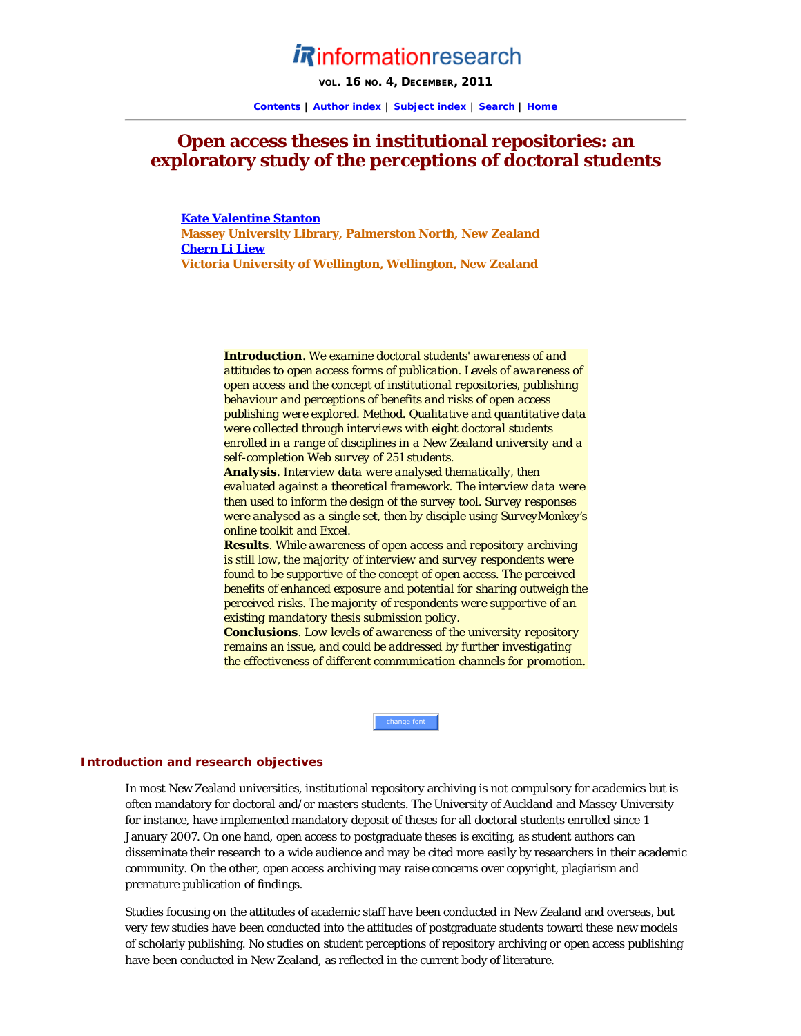# Open access theses in institutional repositories: an exploratory study of the perceptions of doctoral students

**Kate Valentine Stanton**
**Massey University Library, Palmerston North, New Zealand**
**Chern Li Liew**
**Victoria University of Wellington, Wellington, New Zealand**

**Introduction**. We examine doctoral students' awareness of and attitudes to open access forms of publication. Levels of awareness of open access and the concept of institutional repositories, publishing behaviour and perceptions of benefits and risks of open access publishing were explored. Method. Qualitative and quantitative data were collected through interviews with eight doctoral students enrolled in a range of disciplines in a New Zealand university and a self-completion Web survey of 251 students.
**Analysis**. Interview data were analysed thematically, then evaluated against a theoretical framework. The interview data were then used to inform the design of the survey tool. Survey responses were analysed as a single set, then by disciple using SurveyMonkey's online toolkit and Excel.
**Results**. While awareness of open access and repository archiving is still low, the majority of interview and survey respondents were found to be supportive of the concept of open access. The perceived benefits of enhanced exposure and potential for sharing outweigh the perceived risks. The majority of respondents were supportive of an existing mandatory thesis submission policy.
**Conclusions**. Low levels of awareness of the university repository remains an issue, and could be addressed by further investigating the effectiveness of different communication channels for promotion.

## Introduction and research objectives

In most New Zealand universities, institutional repository archiving is not compulsory for academics but is often mandatory for doctoral and/or masters students. The University of Auckland and Massey University for instance, have implemented mandatory deposit of theses for all doctoral students enrolled since 1 January 2007. On one hand, open access to postgraduate theses is exciting, as student authors can disseminate their research to a wide audience and may be cited more easily by researchers in their academic community. On the other, open access archiving may raise concerns over copyright, plagiarism and premature publication of findings.

Studies focusing on the attitudes of academic staff have been conducted in New Zealand and overseas, but very few studies have been conducted into the attitudes of postgraduate students toward these new models of scholarly publishing. No studies on student perceptions of repository archiving or open access publishing have been conducted in New Zealand, as reflected in the current body of literature.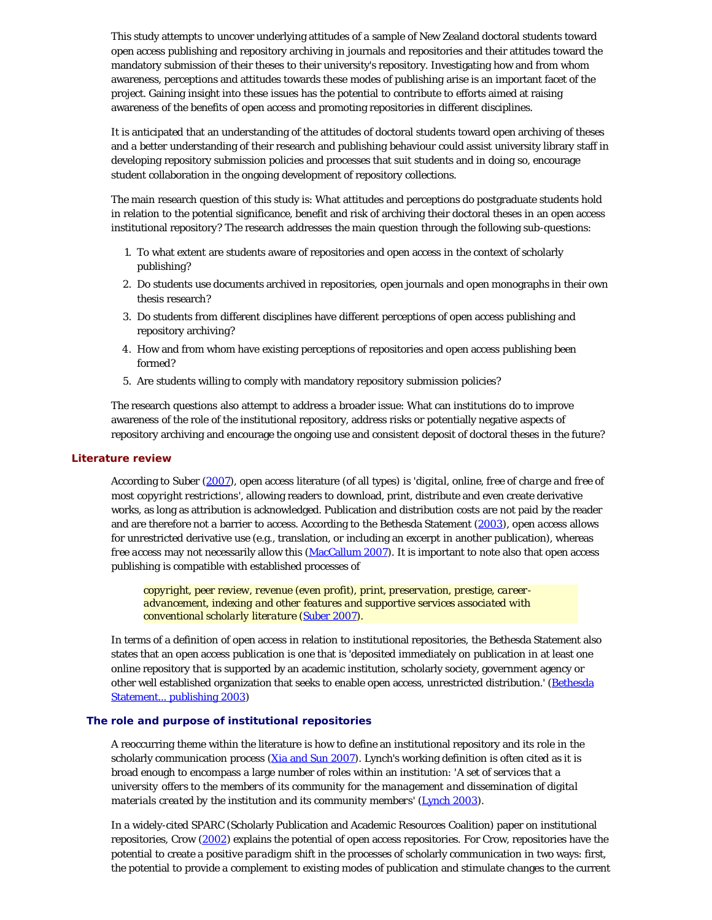This study attempts to uncover underlying attitudes of a sample of New Zealand doctoral students toward open access publishing and repository archiving in journals and repositories and their attitudes toward the mandatory submission of their theses to their university's repository. Investigating how and from whom awareness, perceptions and attitudes towards these modes of publishing arise is an important facet of the project. Gaining insight into these issues has the potential to contribute to efforts aimed at raising awareness of the benefits of open access and promoting repositories in different disciplines.

It is anticipated that an understanding of the attitudes of doctoral students toward open archiving of theses and a better understanding of their research and publishing behaviour could assist university library staff in developing repository submission policies and processes that suit students and in doing so, encourage student collaboration in the ongoing development of repository collections.

The main research question of this study is: What attitudes and perceptions do postgraduate students hold in relation to the potential significance, benefit and risk of archiving their doctoral theses in an open access institutional repository? The research addresses the main question through the following sub-questions:

1. To what extent are students aware of repositories and open access in the context of scholarly publishing?
2. Do students use documents archived in repositories, open journals and open monographs in their own thesis research?
3. Do students from different disciplines have different perceptions of open access publishing and repository archiving?
4. How and from whom have existing perceptions of repositories and open access publishing been formed?
5. Are students willing to comply with mandatory repository submission policies?

The research questions also attempt to address a broader issue: What can institutions do to improve awareness of the role of the institutional repository, address risks or potentially negative aspects of repository archiving and encourage the ongoing use and consistent deposit of doctoral theses in the future?

## Literature review

According to Suber (2007), open access literature (of all types) is '*digital, online, free of charge and free of most copyright restrictions*', allowing readers to download, print, distribute and even create derivative works, as long as attribution is acknowledged. Publication and distribution costs are not paid by the reader and are therefore not a barrier to access. According to the Bethesda Statement (2003), open access allows for unrestricted derivative use (e.g., translation, or including an excerpt in another publication), whereas *free* access may not necessarily allow this (MacCallum 2007). It is important to note also that open access publishing is compatible with established processes of

> *copyright, peer review, revenue (even profit), print, preservation, prestige, career-advancement, indexing and other features and supportive services associated with conventional scholarly literature* (Suber 2007).

In terms of a definition of open access in relation to institutional repositories, the Bethesda Statement also states that an open access publication is one that is 'deposited immediately on publication in at least one online repository that is supported by an academic institution, scholarly society, government agency or other well established organization that seeks to enable open access, unrestricted distribution.' (Bethesda Statement... publishing 2003)

### The role and purpose of institutional repositories

A reoccurring theme within the literature is how to define an institutional repository and its role in the scholarly communication process (Xia and Sun 2007). Lynch's working definition is often cited as it is broad enough to encompass a large number of roles within an institution: '*A set of services that a university offers to the members of its community for the management and dissemination of digital materials created by the institution and its community members*' (Lynch 2003).

In a widely-cited SPARC (Scholarly Publication and Academic Resources Coalition) paper on institutional repositories, Crow (2002) explains the potential of open access repositories. For Crow, repositories have the potential to create a positive *paradigm shift* in the processes of scholarly communication in two ways: first, the potential to provide a complement to existing modes of publication and stimulate changes to the current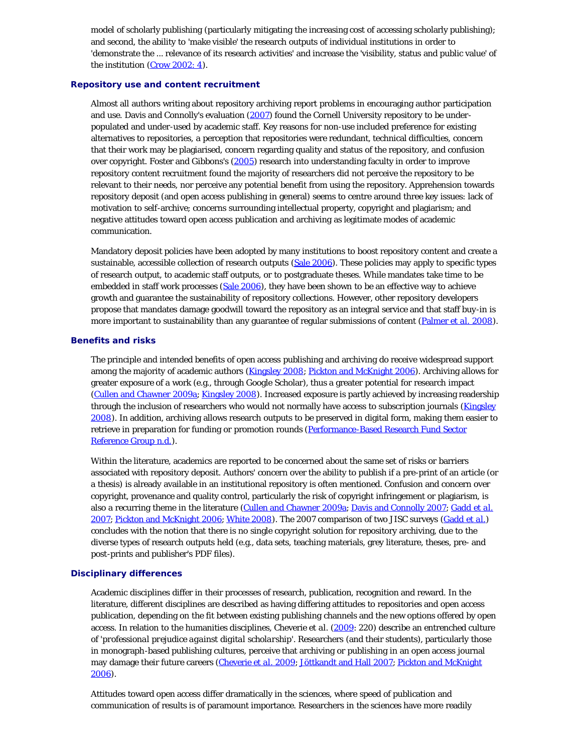model of scholarly publishing (particularly mitigating the increasing cost of accessing scholarly publishing); and second, the ability to 'make visible' the research outputs of individual institutions in order to 'demonstrate the ... relevance of its research activities' and increase the 'visibility, status and public value' of the institution (Crow 2002: 4).

### Repository use and content recruitment

Almost all authors writing about repository archiving report problems in encouraging author participation and use. Davis and Connolly's evaluation (2007) found the Cornell University repository to be under-populated and under-used by academic staff. Key reasons for non-use included preference for existing alternatives to repositories, a perception that repositories were redundant, technical difficulties, concern that their work may be plagiarised, concern regarding quality and status of the repository, and confusion over copyright. Foster and Gibbons's (2005) research into understanding faculty in order to improve repository content recruitment found the majority of researchers did not perceive the repository to be relevant to their needs, nor perceive any potential benefit from using the repository. Apprehension towards repository deposit (and open access publishing in general) seems to centre around three key issues: lack of motivation to self-archive; concerns surrounding intellectual property, copyright and plagiarism; and negative attitudes toward open access publication and archiving as legitimate modes of academic communication.

Mandatory deposit policies have been adopted by many institutions to boost repository content and create a sustainable, accessible collection of research outputs (Sale 2006). These policies may apply to specific types of research output, to academic staff outputs, or to postgraduate theses. While mandates take time to be embedded in staff work processes (Sale 2006), they have been shown to be an effective way to achieve growth and guarantee the sustainability of repository collections. However, other repository developers propose that mandates damage goodwill toward the repository as an integral service and that staff buy-in is more important to sustainability than any guarantee of regular submissions of content (Palmer et al. 2008).

### Benefits and risks

The principle and intended benefits of open access publishing and archiving do receive widespread support among the majority of academic authors (Kingsley 2008; Pickton and McKnight 2006). Archiving allows for greater exposure of a work (e.g., through Google Scholar), thus a greater potential for research impact (Cullen and Chawner 2009a; Kingsley 2008). Increased exposure is partly achieved by increasing readership through the inclusion of researchers who would not normally have access to subscription journals (Kingsley 2008). In addition, archiving allows research outputs to be preserved in digital form, making them easier to retrieve in preparation for funding or promotion rounds (Performance-Based Research Fund Sector Reference Group n.d.).

Within the literature, academics are reported to be concerned about the same set of risks or barriers associated with repository deposit. Authors' concern over the ability to publish if a pre-print of an article (or a thesis) is already available in an institutional repository is often mentioned. Confusion and concern over copyright, provenance and quality control, particularly the risk of copyright infringement or plagiarism, is also a recurring theme in the literature (Cullen and Chawner 2009a; Davis and Connolly 2007; Gadd et al. 2007; Pickton and McKnight 2006; White 2008). The 2007 comparison of two JISC surveys (Gadd et al.) concludes with the notion that there is no single copyright solution for repository archiving, due to the diverse types of research outputs held (e.g., data sets, teaching materials, grey literature, theses, pre- and post-prints and publisher's PDF files).

### Disciplinary differences

Academic disciplines differ in their processes of research, publication, recognition and reward. In the literature, different disciplines are described as having differing attitudes to repositories and open access publication, depending on the fit between existing publishing channels and the new options offered by open access. In relation to the humanities disciplines, Cheverie et al. (2009: 220) describe an entrenched culture of '*professional prejudice against digital scholarship*'. Researchers (and their students), particularly those in monograph-based publishing cultures, perceive that archiving or publishing in an open access journal may damage their future careers (Cheverie et al. 2009; Jöttkandt and Hall 2007; Pickton and McKnight 2006).

Attitudes toward open access differ dramatically in the sciences, where speed of publication and communication of results is of paramount importance. Researchers in the sciences have more readily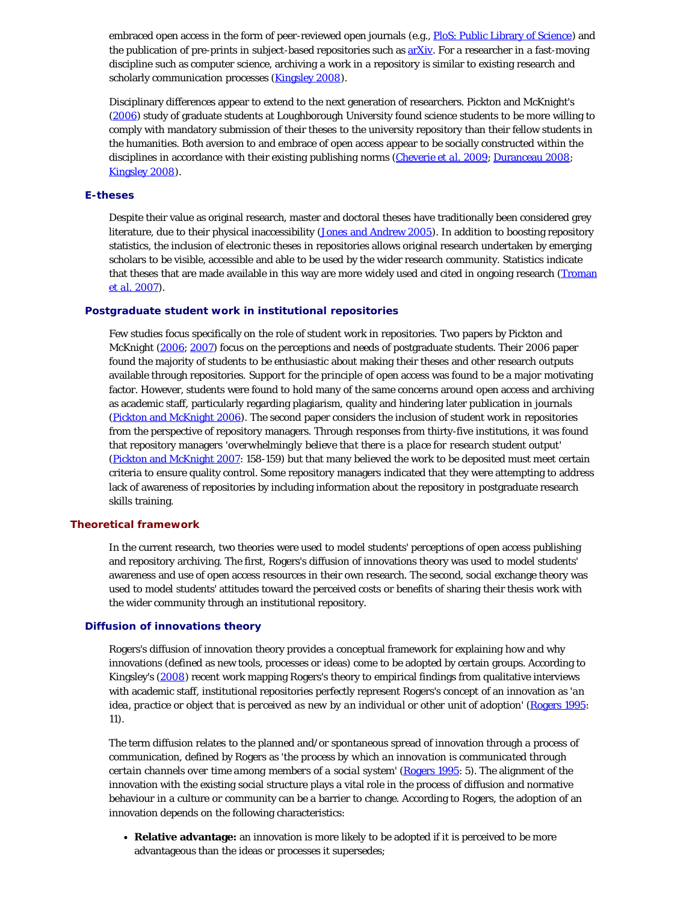embraced open access in the form of peer-reviewed open journals (e.g., PloS: Public Library of Science) and the publication of pre-prints in subject-based repositories such as arXiv. For a researcher in a fast-moving discipline such as computer science, archiving a work in a repository is similar to existing research and scholarly communication processes (Kingsley 2008).

Disciplinary differences appear to extend to the next generation of researchers. Pickton and McKnight's (2006) study of graduate students at Loughborough University found science students to be more willing to comply with mandatory submission of their theses to the university repository than their fellow students in the humanities. Both aversion to and embrace of open access appear to be socially constructed within the disciplines in accordance with their existing publishing norms (Cheverie et al. 2009; Duranceau 2008; Kingsley 2008).

### E-theses

Despite their value as original research, master and doctoral theses have traditionally been considered grey literature, due to their physical inaccessibility (Jones and Andrew 2005). In addition to boosting repository statistics, the inclusion of electronic theses in repositories allows original research undertaken by emerging scholars to be visible, accessible and able to be used by the wider research community. Statistics indicate that theses that are made available in this way are more widely used and cited in ongoing research (Troman et al. 2007).

### Postgraduate student work in institutional repositories

Few studies focus specifically on the role of student work in repositories. Two papers by Pickton and McKnight (2006; 2007) focus on the perceptions and needs of postgraduate students. Their 2006 paper found the majority of students to be enthusiastic about making their theses and other research outputs available through repositories. Support for the principle of open access was found to be a major motivating factor. However, students were found to hold many of the same concerns around open access and archiving as academic staff, particularly regarding plagiarism, quality and hindering later publication in journals (Pickton and McKnight 2006). The second paper considers the inclusion of student work in repositories from the perspective of repository managers. Through responses from thirty-five institutions, it was found that repository managers '*overwhelmingly believe that there is a place for research student output*' (Pickton and McKnight 2007: 158-159) but that many believed the work to be deposited must meet certain criteria to ensure quality control. Some repository managers indicated that they were attempting to address lack of awareness of repositories by including information about the repository in postgraduate research skills training.

## Theoretical framework

In the current research, two theories were used to model students' perceptions of open access publishing and repository archiving. The first, Rogers's diffusion of innovations theory was used to model students' awareness and use of open access resources in their own research. The second, social exchange theory was used to model students' attitudes toward the perceived costs or benefits of sharing their thesis work with the wider community through an institutional repository.

### Diffusion of innovations theory

Rogers's diffusion of innovation theory provides a conceptual framework for explaining how and why innovations (defined as new tools, processes or ideas) come to be adopted by certain groups. According to Kingsley's (2008) recent work mapping Rogers's theory to empirical findings from qualitative interviews with academic staff, institutional repositories perfectly represent Rogers's concept of an innovation as '*an idea, practice or object that is perceived as new by an individual or other unit of adoption*' (Rogers 1995: 11).

The term diffusion relates to the planned and/or spontaneous spread of innovation through a process of communication, defined by Rogers as '*the process by which an innovation is communicated through certain channels over time among members of a social system*' (Rogers 1995: 5). The alignment of the innovation with the existing social structure plays a vital role in the process of diffusion and normative behaviour in a culture or community can be a barrier to change. According to Rogers, the adoption of an innovation depends on the following characteristics:

- **Relative advantage:** an innovation is more likely to be adopted if it is perceived to be more advantageous than the ideas or processes it supersedes;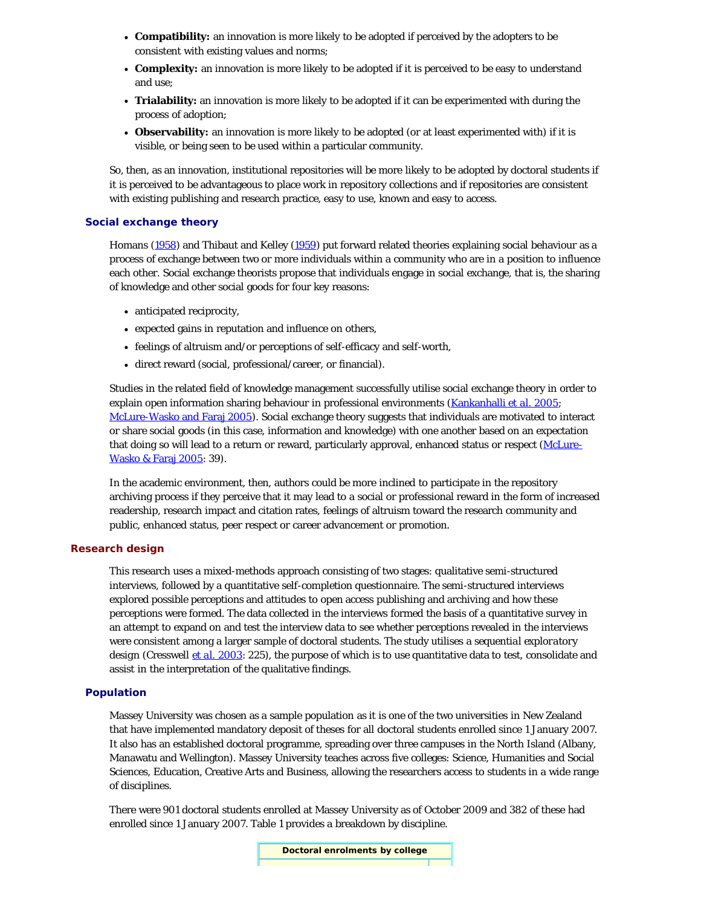- **Compatibility:** an innovation is more likely to be adopted if perceived by the adopters to be consistent with existing values and norms;
- **Complexity:** an innovation is more likely to be adopted if it is perceived to be easy to understand and use;
- **Trialability:** an innovation is more likely to be adopted if it can be experimented with during the process of adoption;
- **Observability:** an innovation is more likely to be adopted (or at least experimented with) if it is visible, or being seen to be used within a particular community.

So, then, as an innovation, institutional repositories will be more likely to be adopted by doctoral students if it is perceived to be advantageous to place work in repository collections and if repositories are consistent with existing publishing and research practice, easy to use, known and easy to access.

### Social exchange theory

Homans (1958) and Thibaut and Kelley (1959) put forward related theories explaining social behaviour as a process of exchange between two or more individuals within a community who are in a position to influence each other. Social exchange theorists propose that individuals engage in social exchange, that is, the sharing of knowledge and other social goods for four key reasons:

- anticipated reciprocity,
- expected gains in reputation and influence on others,
- feelings of altruism and/or perceptions of self-efficacy and self-worth,
- direct reward (social, professional/career, or financial).

Studies in the related field of knowledge management successfully utilise social exchange theory in order to explain open information sharing behaviour in professional environments (Kankanhalli *et al.* 2005; McLure-Wasko and Faraj 2005). Social exchange theory suggests that individuals are motivated to interact or share social goods (in this case, information and knowledge) with one another based on an expectation that doing so will lead to a return or reward, particularly approval, enhanced status or respect (McLure-Wasko & Faraj 2005: 39).

In the academic environment, then, authors could be more inclined to participate in the repository archiving process if they perceive that it may lead to a social or professional reward in the form of increased readership, research impact and citation rates, feelings of altruism toward the research community and public, enhanced status, peer respect or career advancement or promotion.

## Research design

This research uses a mixed-methods approach consisting of two stages: qualitative semi-structured interviews, followed by a quantitative self-completion questionnaire. The semi-structured interviews explored possible perceptions and attitudes to open access publishing and archiving and how these perceptions were formed. The data collected in the interviews formed the basis of a quantitative survey in an attempt to expand on and test the interview data to see whether perceptions revealed in the interviews were consistent among a larger sample of doctoral students. The study utilises a *sequential exploratory* design (Cresswell et al. 2003: 225), the purpose of which is to use quantitative data to test, consolidate and assist in the interpretation of the qualitative findings.

### Population

Massey University was chosen as a sample population as it is one of the two universities in New Zealand that have implemented mandatory deposit of theses for all doctoral students enrolled since 1 January 2007. It also has an established doctoral programme, spreading over three campuses in the North Island (Albany, Manawatu and Wellington). Massey University teaches across five colleges: Science, Humanities and Social Sciences, Education, Creative Arts and Business, allowing the researchers access to students in a wide range of disciplines.

There were 901 doctoral students enrolled at Massey University as of October 2009 and 382 of these had enrolled since 1 January 2007. Table 1 provides a breakdown by discipline.

**Doctoral enrolments by college**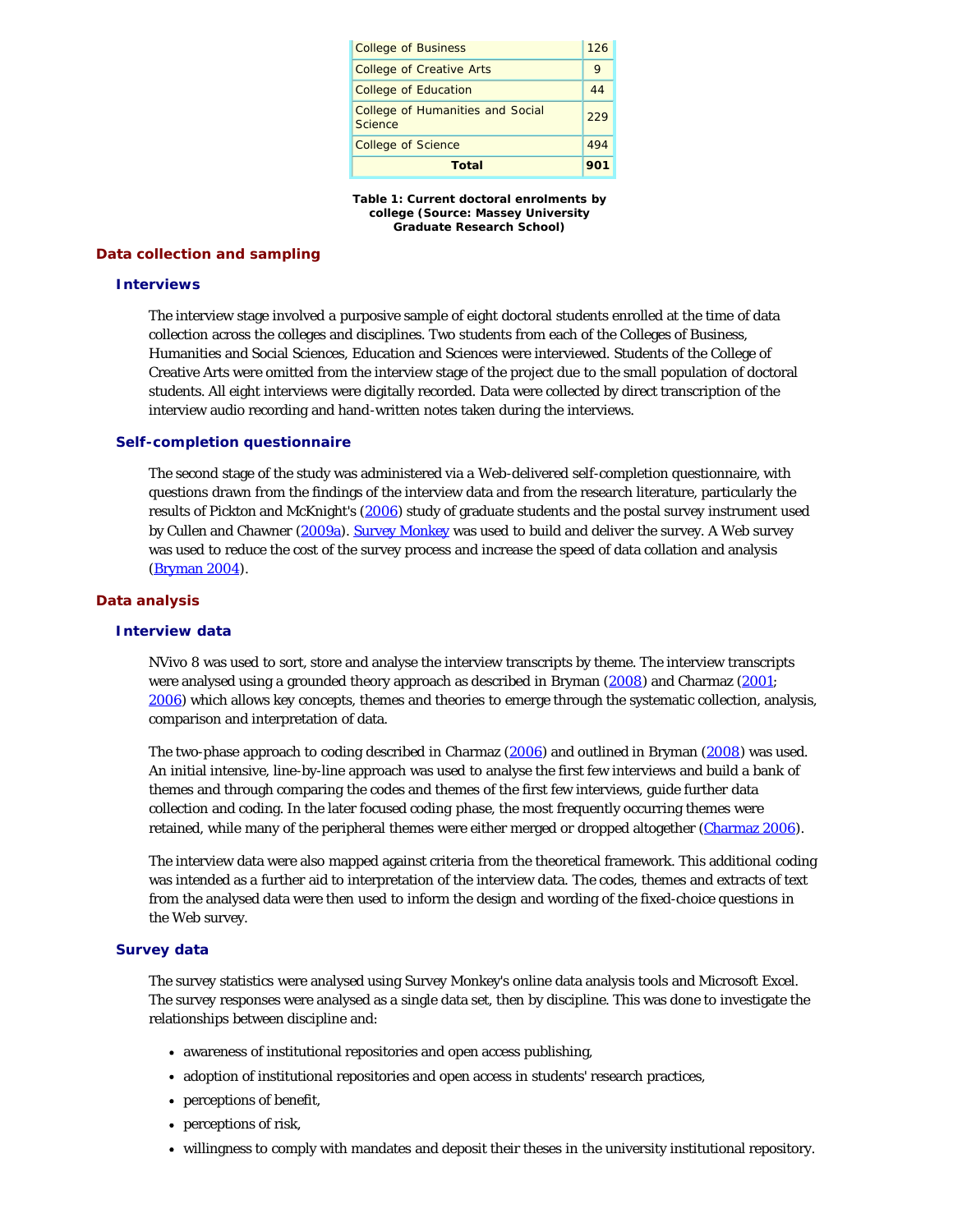| College | Enrolments |
|---|---|
| College of Business | 126 |
| College of Creative Arts | 9 |
| College of Education | 44 |
| College of Humanities and Social Science | 229 |
| College of Science | 494 |
| **Total** | **901** |

**Table 1: Current doctoral enrolments by college (Source: Massey University Graduate Research School)**

## Data collection and sampling

### Interviews

The interview stage involved a purposive sample of eight doctoral students enrolled at the time of data collection across the colleges and disciplines. Two students from each of the Colleges of Business, Humanities and Social Sciences, Education and Sciences were interviewed. Students of the College of Creative Arts were omitted from the interview stage of the project due to the small population of doctoral students. All eight interviews were digitally recorded. Data were collected by direct transcription of the interview audio recording and hand-written notes taken during the interviews.

### Self-completion questionnaire

The second stage of the study was administered via a Web-delivered self-completion questionnaire, with questions drawn from the findings of the interview data and from the research literature, particularly the results of Pickton and McKnight's (2006) study of graduate students and the postal survey instrument used by Cullen and Chawner (2009a). Survey Monkey was used to build and deliver the survey. A Web survey was used to reduce the cost of the survey process and increase the speed of data collation and analysis (Bryman 2004).

## Data analysis

### Interview data

NVivo 8 was used to sort, store and analyse the interview transcripts by theme. The interview transcripts were analysed using a grounded theory approach as described in Bryman (2008) and Charmaz (2001; 2006) which allows key concepts, themes and theories to emerge through the systematic collection, analysis, comparison and interpretation of data.

The two-phase approach to coding described in Charmaz (2006) and outlined in Bryman (2008) was used. An initial intensive, line-by-line approach was used to analyse the first few interviews and build a bank of themes and through comparing the codes and themes of the first few interviews, guide further data collection and coding. In the later focused coding phase, the most frequently occurring themes were retained, while many of the peripheral themes were either merged or dropped altogether (Charmaz 2006).

The interview data were also mapped against criteria from the theoretical framework. This additional coding was intended as a further aid to interpretation of the interview data. The codes, themes and extracts of text from the analysed data were then used to inform the design and wording of the fixed-choice questions in the Web survey.

### Survey data

The survey statistics were analysed using Survey Monkey's online data analysis tools and Microsoft Excel. The survey responses were analysed as a single data set, then by discipline. This was done to investigate the relationships between discipline and:

- awareness of institutional repositories and open access publishing,
- adoption of institutional repositories and open access in students' research practices,
- perceptions of benefit,
- perceptions of risk,
- willingness to comply with mandates and deposit their theses in the university institutional repository.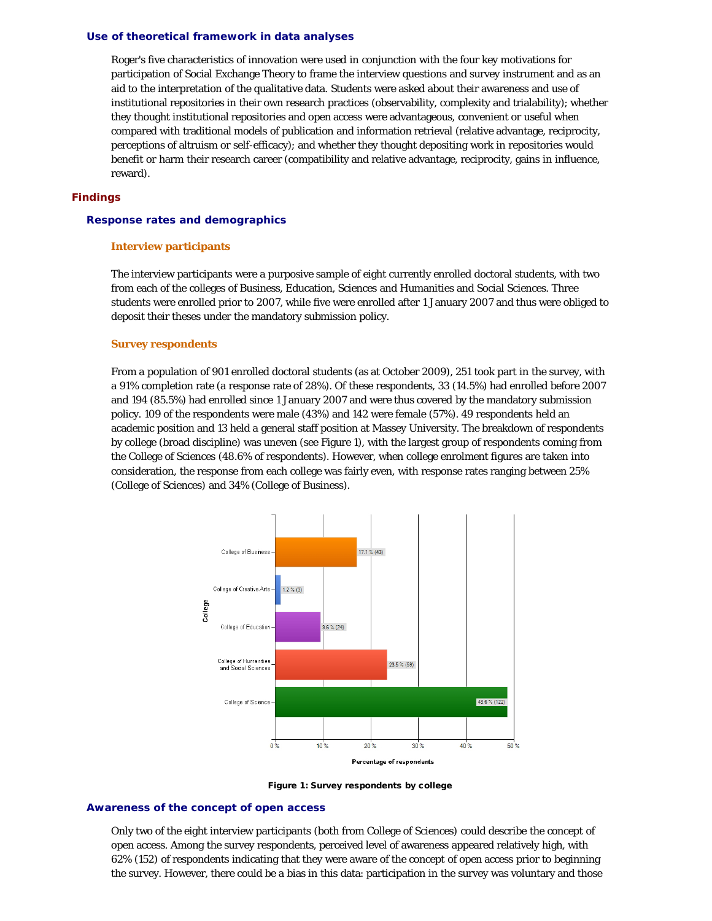### Use of theoretical framework in data analyses

Roger's five characteristics of innovation were used in conjunction with the four key motivations for participation of Social Exchange Theory to frame the interview questions and survey instrument and as an aid to the interpretation of the qualitative data. Students were asked about their awareness and use of institutional repositories in their own research practices (observability, complexity and trialability); whether they thought institutional repositories and open access were advantageous, convenient or useful when compared with traditional models of publication and information retrieval (relative advantage, reciprocity, perceptions of altruism or self-efficacy); and whether they thought depositing work in repositories would benefit or harm their research career (compatibility and relative advantage, reciprocity, gains in influence, reward).

## Findings

### Response rates and demographics

#### Interview participants

The interview participants were a purposive sample of eight currently enrolled doctoral students, with two from each of the colleges of Business, Education, Sciences and Humanities and Social Sciences. Three students were enrolled prior to 2007, while five were enrolled after 1 January 2007 and thus were obliged to deposit their theses under the mandatory submission policy.

#### Survey respondents

From a population of 901 enrolled doctoral students (as at October 2009), 251 took part in the survey, with a 91% completion rate (a response rate of 28%). Of these respondents, 33 (14.5%) had enrolled before 2007 and 194 (85.5%) had enrolled since 1 January 2007 and were thus covered by the mandatory submission policy. 109 of the respondents were male (43%) and 142 were female (57%). 49 respondents held an academic position and 13 held a general staff position at Massey University. The breakdown of respondents by college (broad discipline) was uneven (see Figure 1), with the largest group of respondents coming from the College of Sciences (48.6% of respondents). However, when college enrolment figures are taken into consideration, the response from each college was fairly even, with response rates ranging between 25% (College of Sciences) and 34% (College of Business).

| College | Percentage of respondents |
|---|---|
| College of Business | 17.1 % (43) |
| College of Creative Arts | 1.2 % (3) |
| College of Education | 9.6 % (24) |
| College of Humanities and Social Sciences | 23.5 % (59) |
| College of Science | 48.6 % (122) |

**Figure 1: Survey respondents by college**

### Awareness of the concept of open access

Only two of the eight interview participants (both from College of Sciences) could describe the concept of open access. Among the survey respondents, perceived level of awareness appeared relatively high, with 62% (152) of respondents indicating that they were aware of the concept of open access prior to beginning the survey. However, there could be a bias in this data: participation in the survey was voluntary and those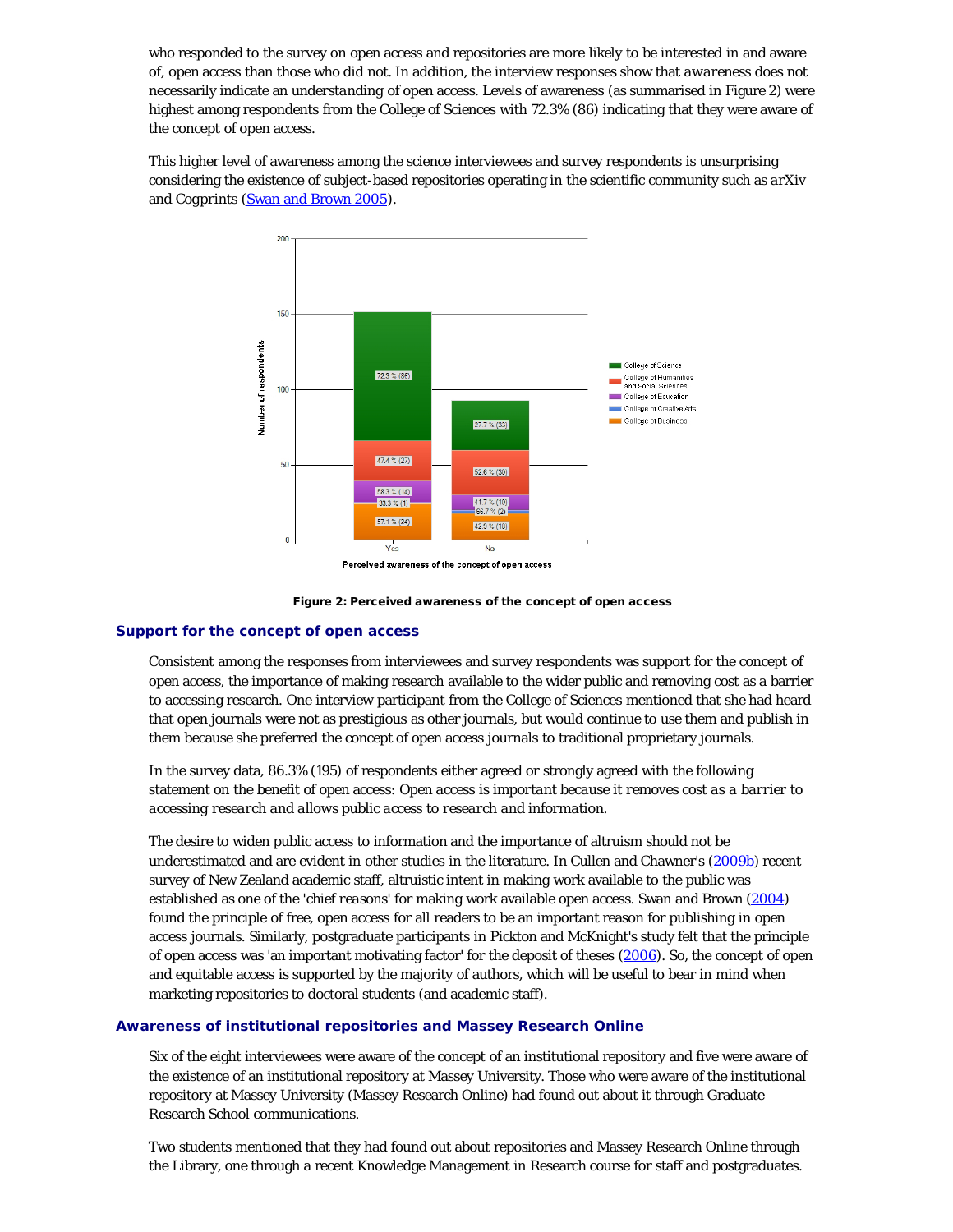who responded to the survey on open access and repositories are more likely to be interested in and aware of, open access than those who did not. In addition, the interview responses show that *awareness* does not necessarily indicate an *understanding* of open access. Levels of awareness (as summarised in Figure 2) were highest among respondents from the College of Sciences with 72.3% (86) indicating that they were aware of the concept of open access.

This higher level of awareness among the science interviewees and survey respondents is unsurprising considering the existence of subject-based repositories operating in the scientific community such as arXiv and Cogprints (Swan and Brown 2005).

**Figure 2: Perceived awareness of the concept of open access**

### Support for the concept of open access

Consistent among the responses from interviewees and survey respondents was support for the concept of open access, the importance of making research available to the wider public and removing cost as a barrier to accessing research. One interview participant from the College of Sciences mentioned that she had heard that open journals were not as prestigious as other journals, but would continue to use them and publish in them because she preferred the concept of open access journals to traditional proprietary journals.

In the survey data, 86.3% (195) of respondents either agreed or strongly agreed with the following statement on the benefit of open access: *Open access is important because it removes cost as a barrier to accessing research and allows public access to research and information.*

The desire to widen public access to information and the importance of altruism should not be underestimated and are evident in other studies in the literature. In Cullen and Chawner's (2009b) recent survey of New Zealand academic staff, altruistic intent in making work available to the public was established as one of the 'chief reasons' for making work available open access. Swan and Brown (2004) found the principle of free, open access for all readers to be an important reason for publishing in open access journals. Similarly, postgraduate participants in Pickton and McKnight's study felt that the principle of open access was 'an important motivating factor' for the deposit of theses (2006). So, the concept of open and equitable access is supported by the majority of authors, which will be useful to bear in mind when marketing repositories to doctoral students (and academic staff).

### Awareness of institutional repositories and Massey Research Online

Six of the eight interviewees were aware of the concept of an institutional repository and five were aware of the existence of an institutional repository at Massey University. Those who were aware of the institutional repository at Massey University (Massey Research Online) had found out about it through Graduate Research School communications.

Two students mentioned that they had found out about repositories and Massey Research Online through the Library, one through a recent Knowledge Management in Research course for staff and postgraduates.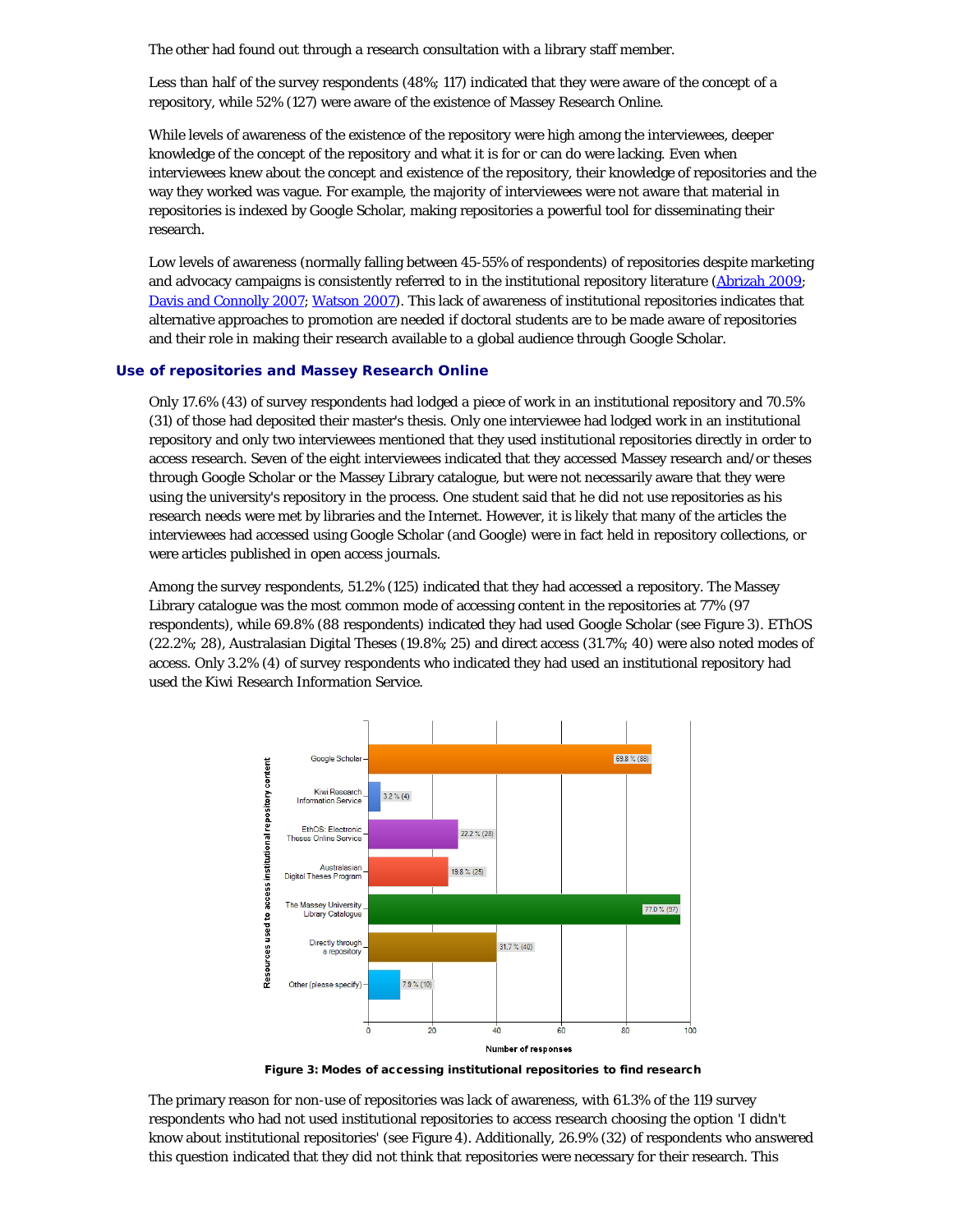The other had found out through a research consultation with a library staff member.

Less than half of the survey respondents (48%; 117) indicated that they were aware of the concept of a repository, while 52% (127) were aware of the existence of Massey Research Online.

While levels of awareness of the existence of the repository were high among the interviewees, deeper knowledge of the concept of the repository and what it is for or can do were lacking. Even when interviewees knew about the concept and existence of the repository, their knowledge of repositories and the way they worked was vague. For example, the majority of interviewees were not aware that material in repositories is indexed by Google Scholar, making repositories a powerful tool for disseminating their research.

Low levels of awareness (normally falling between 45-55% of respondents) of repositories despite marketing and advocacy campaigns is consistently referred to in the institutional repository literature (Abrizah 2009; Davis and Connolly 2007; Watson 2007). This lack of awareness of institutional repositories indicates that alternative approaches to promotion are needed if doctoral students are to be made aware of repositories and their role in making their research available to a global audience through Google Scholar.

### Use of repositories and Massey Research Online

Only 17.6% (43) of survey respondents had lodged a piece of work in an institutional repository and 70.5% (31) of those had deposited their master's thesis. Only one interviewee had lodged work in an institutional repository and only two interviewees mentioned that they used institutional repositories directly in order to access research. Seven of the eight interviewees indicated that they accessed Massey research and/or theses through Google Scholar or the Massey Library catalogue, but were not necessarily aware that they were using the university's repository in the process. One student said that he did not use repositories as his research needs were met by libraries and the Internet. However, it is likely that many of the articles the interviewees had accessed using Google Scholar (and Google) were in fact held in repository collections, or were articles published in open access journals.

Among the survey respondents, 51.2% (125) indicated that they had accessed a repository. The Massey Library catalogue was the most common mode of accessing content in the repositories at 77% (97 respondents), while 69.8% (88 respondents) indicated they had used Google Scholar (see Figure 3). EThOS (22.2%; 28), Australasian Digital Theses (19.8%; 25) and direct access (31.7%; 40) were also noted modes of access. Only 3.2% (4) of survey respondents who indicated they had used an institutional repository had used the Kiwi Research Information Service.

| Resources used to access institutional repository content | Number of responses |
|---|---|
| Google Scholar | 69.8 % (88) |
| Kiwi Research Information Service | 3.2 % (4) |
| EThOS: Electronic Theses Online Service | 22.2 % (28) |
| Australasian Digital Theses Program | 19.8 % (25) |
| The Massey University Library Catalogue | 77.0 % (97) |
| Directly through a repository | 31.7 % (40) |
| Other (please specify) | 7.9 % (10) |

**Figure 3: Modes of accessing institutional repositories to find research**

The primary reason for non-use of repositories was lack of awareness, with 61.3% of the 119 survey respondents who had not used institutional repositories to access research choosing the option 'I didn't know about institutional repositories' (see Figure 4). Additionally, 26.9% (32) of respondents who answered this question indicated that they did not think that repositories were necessary for their research. This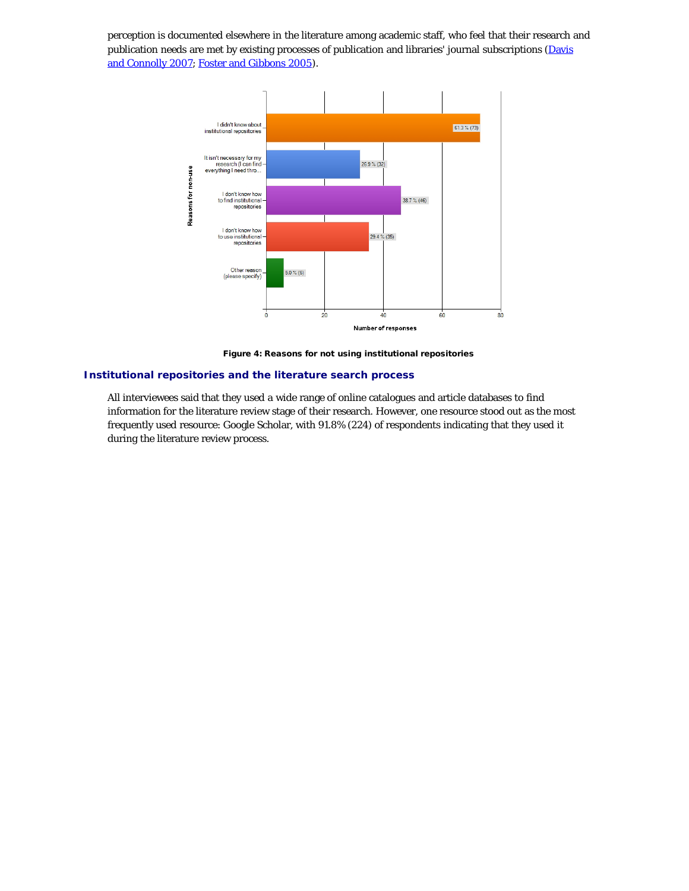perception is documented elsewhere in the literature among academic staff, who feel that their research and publication needs are met by existing processes of publication and libraries' journal subscriptions ([Davis and Connolly 2007](); [Foster and Gibbons 2005]()).

**Figure 4: Reasons for not using institutional repositories**

## Institutional repositories and the literature search process

All interviewees said that they used a wide range of online catalogues and article databases to find information for the literature review stage of their research. However, one resource stood out as the most frequently used resource: Google Scholar, with 91.8% (224) of respondents indicating that they used it during the literature review process.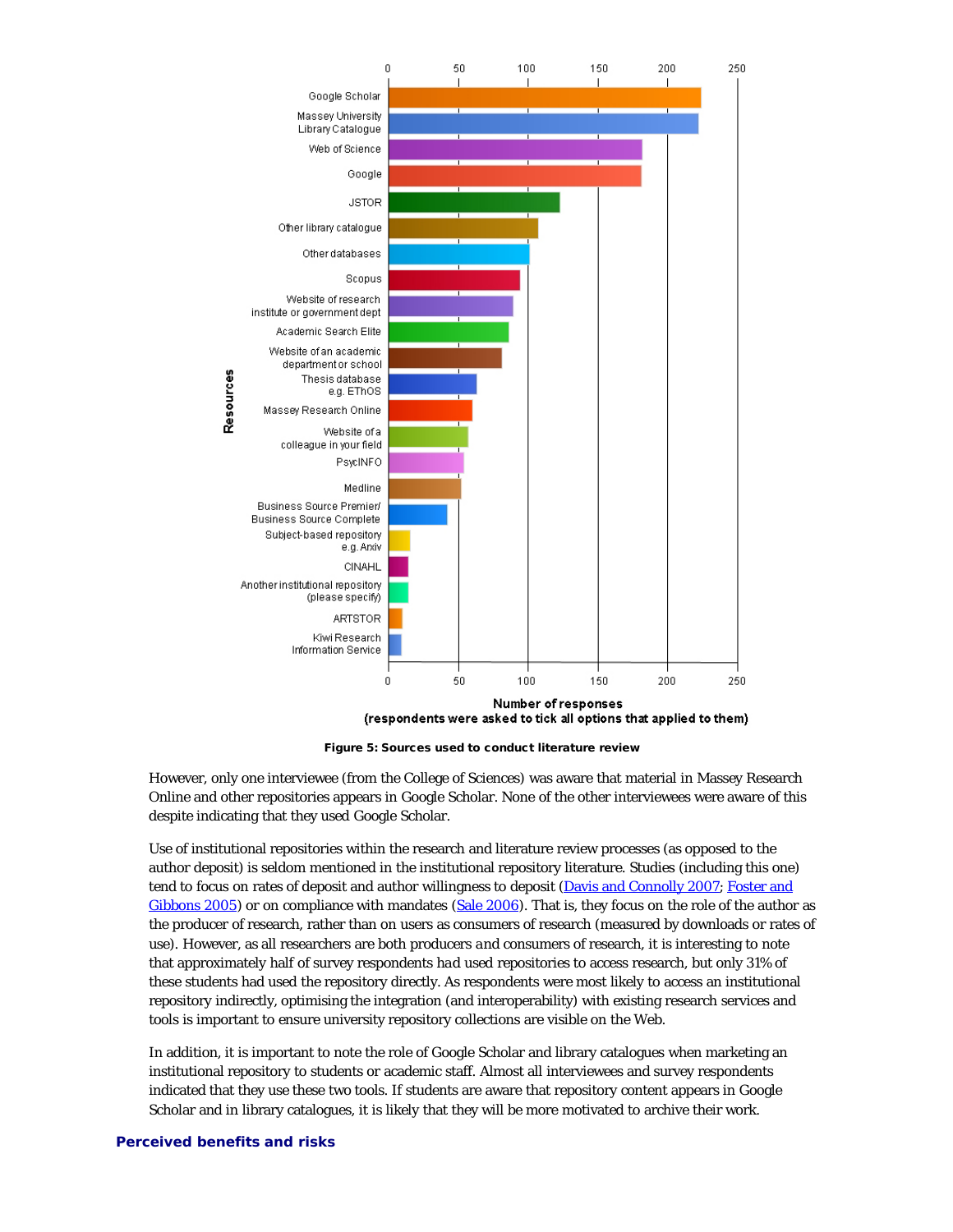Figure 5: Sources used to conduct literature review

However, only one interviewee (from the College of Sciences) was aware that material in Massey Research Online and other repositories appears in Google Scholar. None of the other interviewees were aware of this despite indicating that they used Google Scholar.

Use of institutional repositories within the research and literature review processes (as opposed to the author deposit) is seldom mentioned in the institutional repository literature. Studies (including this one) tend to focus on rates of deposit and author willingness to deposit (Davis and Connolly 2007; Foster and Gibbons 2005) or on compliance with mandates (Sale 2006). That is, they focus on the role of the author as the producer of research, rather than on users as consumers of research (measured by downloads or rates of use). However, as all researchers are both producers *and* consumers of research, it is interesting to note that approximately half of survey respondents had used repositories to access research, but only 31% of these students had used the repository directly. As respondents were most likely to access an institutional repository indirectly, optimising the integration (and interoperability) with existing research services and tools is important to ensure university repository collections are visible on the Web.

In addition, it is important to note the role of Google Scholar and library catalogues when marketing an institutional repository to students or academic staff. Almost all interviewees and survey respondents indicated that they use these two tools. If students are aware that repository content appears in Google Scholar and in library catalogues, it is likely that they will be more motivated to archive their work.

## Perceived benefits and risks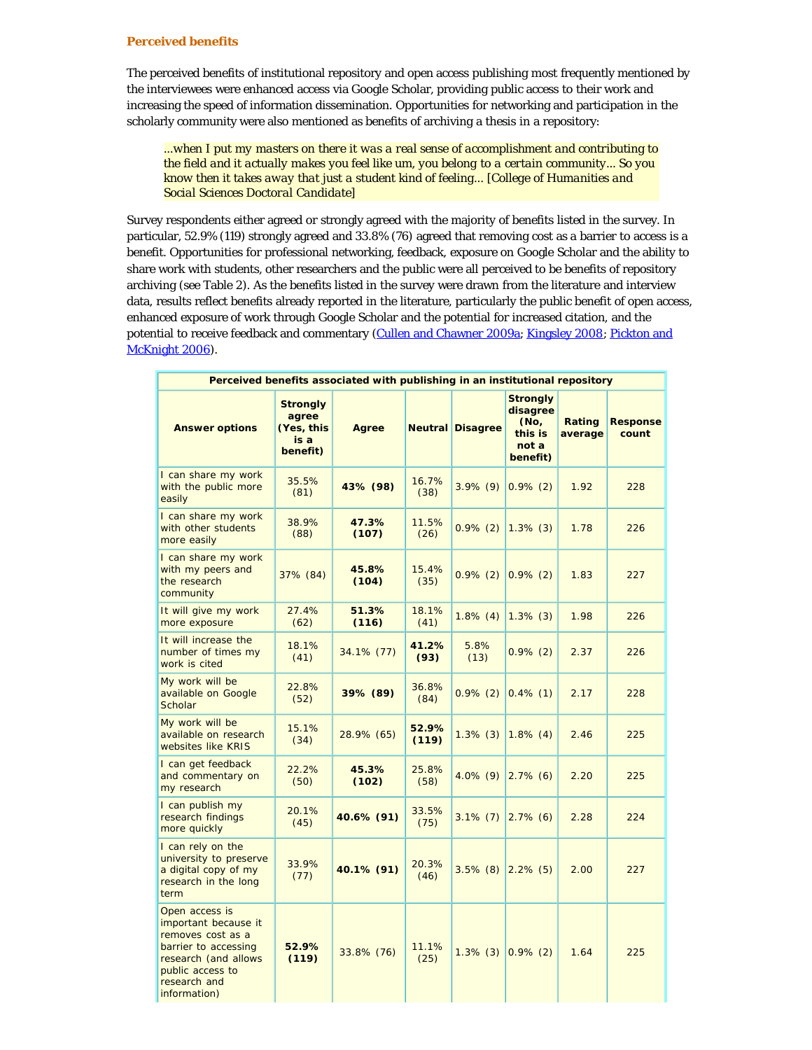### Perceived benefits

The perceived benefits of institutional repository and open access publishing most frequently mentioned by the interviewees were enhanced access via Google Scholar, providing public access to their work and increasing the speed of information dissemination. Opportunities for networking and participation in the scholarly community were also mentioned as benefits of archiving a thesis in a repository:

> *...when I put my masters on there it was a real sense of accomplishment and contributing to the field and it actually makes you feel like um, you belong to a certain community... So you know then it takes away that just a student kind of feeling... [College of Humanities and Social Sciences Doctoral Candidate]*

Survey respondents either agreed or strongly agreed with the majority of benefits listed in the survey. In particular, 52.9% (119) strongly agreed and 33.8% (76) agreed that removing cost as a barrier to access is a benefit. Opportunities for professional networking, feedback, exposure on Google Scholar and the ability to share work with students, other researchers and the public were all perceived to be benefits of repository archiving (see Table 2). As the benefits listed in the survey were drawn from the literature and interview data, results reflect benefits already reported in the literature, particularly the public benefit of open access, enhanced exposure of work through Google Scholar and the potential for increased citation, and the potential to receive feedback and commentary (Cullen and Chawner 2009a; Kingsley 2008; Pickton and McKnight 2006).

| Perceived benefits associated with publishing in an institutional repository | | | | | | | |
|---|---|---|---|---|---|---|---|
| **Answer options** | **Strongly agree (Yes, this is a benefit)** | **Agree** | **Neutral** | **Disagree** | **Strongly disagree (No, this is not a benefit)** | **Rating average** | **Response count** |
| I can share my work with the public more easily | 35.5% (81) | **43% (98)** | 16.7% (38) | 3.9% (9) | 0.9% (2) | 1.92 | 228 |
| I can share my work with other students more easily | 38.9% (88) | **47.3% (107)** | 11.5% (26) | 0.9% (2) | 1.3% (3) | 1.78 | 226 |
| I can share my work with my peers and the research community | 37% (84) | **45.8% (104)** | 15.4% (35) | 0.9% (2) | 0.9% (2) | 1.83 | 227 |
| It will give my work more exposure | 27.4% (62) | **51.3% (116)** | 18.1% (41) | 1.8% (4) | 1.3% (3) | 1.98 | 226 |
| It will increase the number of times my work is cited | 18.1% (41) | 34.1% (77) | **41.2% (93)** | 5.8% (13) | 0.9% (2) | 2.37 | 226 |
| My work will be available on Google Scholar | 22.8% (52) | **39% (89)** | 36.8% (84) | 0.9% (2) | 0.4% (1) | 2.17 | 228 |
| My work will be available on research websites like KRIS | 15.1% (34) | 28.9% (65) | **52.9% (119)** | 1.3% (3) | 1.8% (4) | 2.46 | 225 |
| I can get feedback and commentary on my research | 22.2% (50) | **45.3% (102)** | 25.8% (58) | 4.0% (9) | 2.7% (6) | 2.20 | 225 |
| I can publish my research findings more quickly | 20.1% (45) | **40.6% (91)** | 33.5% (75) | 3.1% (7) | 2.7% (6) | 2.28 | 224 |
| I can rely on the university to preserve a digital copy of my research in the long term | 33.9% (77) | **40.1% (91)** | 20.3% (46) | 3.5% (8) | 2.2% (5) | 2.00 | 227 |
| Open access is important because it removes cost as a barrier to accessing research (and allows public access to research and information) | **52.9% (119)** | 33.8% (76) | 11.1% (25) | 1.3% (3) | 0.9% (2) | 1.64 | 225 |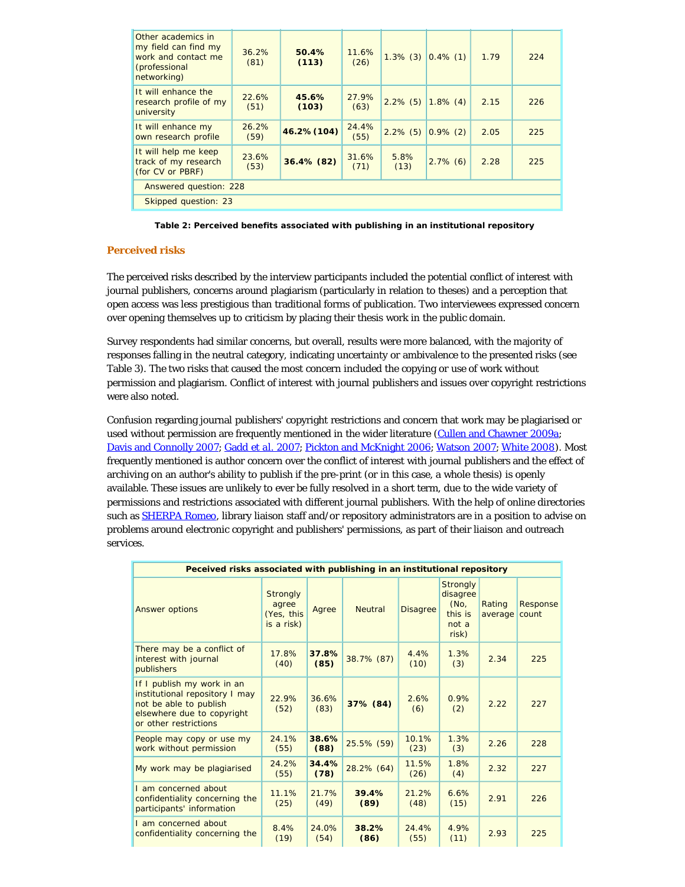| | | | | | | | |
|---|---|---|---|---|---|---|---|
| Other academics in my field can find my work and contact me (professional networking) | 36.2% (81) | **50.4% (113)** | 11.6% (26) | 1.3% (3) | 0.4% (1) | 1.79 | 224 |
| It will enhance the research profile of my university | 22.6% (51) | **45.6% (103)** | 27.9% (63) | 2.2% (5) | 1.8% (4) | 2.15 | 226 |
| It will enhance my own research profile | 26.2% (59) | **46.2% (104)** | 24.4% (55) | 2.2% (5) | 0.9% (2) | 2.05 | 225 |
| It will help me keep track of my research (for CV or PBRF) | 23.6% (53) | **36.4% (82)** | 31.6% (71) | 5.8% (13) | 2.7% (6) | 2.28 | 225 |
| Answered question: 228 | | | | | | | |
| Skipped question: 23 | | | | | | | |

**Table 2: Perceived benefits associated with publishing in an institutional repository**

## Perceived risks

The perceived risks described by the interview participants included the potential conflict of interest with journal publishers, concerns around plagiarism (particularly in relation to theses) and a perception that open access was less prestigious than traditional forms of publication. Two interviewees expressed concern over opening themselves up to criticism by placing their thesis work in the public domain.

Survey respondents had similar concerns, but overall, results were more balanced, with the majority of responses falling in the neutral category, indicating uncertainty or ambivalence to the presented risks (see Table 3). The two risks that caused the most concern included the copying or use of work without permission and plagiarism. Conflict of interest with journal publishers and issues over copyright restrictions were also noted.

Confusion regarding journal publishers' copyright restrictions and concern that work may be plagiarised or used without permission are frequently mentioned in the wider literature (Cullen and Chawner 2009a; Davis and Connolly 2007; Gadd et al. 2007; Pickton and McKnight 2006; Watson 2007; White 2008). Most frequently mentioned is author concern over the conflict of interest with journal publishers and the effect of archiving on an author's ability to publish if the pre-print (or in this case, a whole thesis) is openly available. These issues are unlikely to ever be fully resolved in a short term, due to the wide variety of permissions and restrictions associated with different journal publishers. With the help of online directories such as SHERPA Romeo, library liaison staff and/or repository administrators are in a position to advise on problems around electronic copyright and publishers' permissions, as part of their liaison and outreach services.

| **Peceived risks associated with publishing in an institutional repository** | | | | | | | |
|---|---|---|---|---|---|---|---|
| Answer options | Strongly agree (Yes, this is a risk) | Agree | Neutral | Disagree | Strongly disagree (No, this is not a risk) | Rating average | Response count |
| There may be a conflict of interest with journal publishers | 17.8% (40) | **37.8% (85)** | 38.7% (87) | 4.4% (10) | 1.3% (3) | 2.34 | 225 |
| If I publish my work in an institutional repository I may not be able to publish elsewhere due to copyright or other restrictions | 22.9% (52) | 36.6% (83) | **37% (84)** | 2.6% (6) | 0.9% (2) | 2.22 | 227 |
| People may copy or use my work without permission | 24.1% (55) | **38.6% (88)** | 25.5% (59) | 10.1% (23) | 1.3% (3) | 2.26 | 228 |
| My work may be plagiarised | 24.2% (55) | **34.4% (78)** | 28.2% (64) | 11.5% (26) | 1.8% (4) | 2.32 | 227 |
| I am concerned about confidentiality concerning the participants' information | 11.1% (25) | 21.7% (49) | **39.4% (89)** | 21.2% (48) | 6.6% (15) | 2.91 | 226 |
| I am concerned about confidentiality concerning the | 8.4% (19) | 24.0% (54) | **38.2% (86)** | 24.4% (55) | 4.9% (11) | 2.93 | 225 |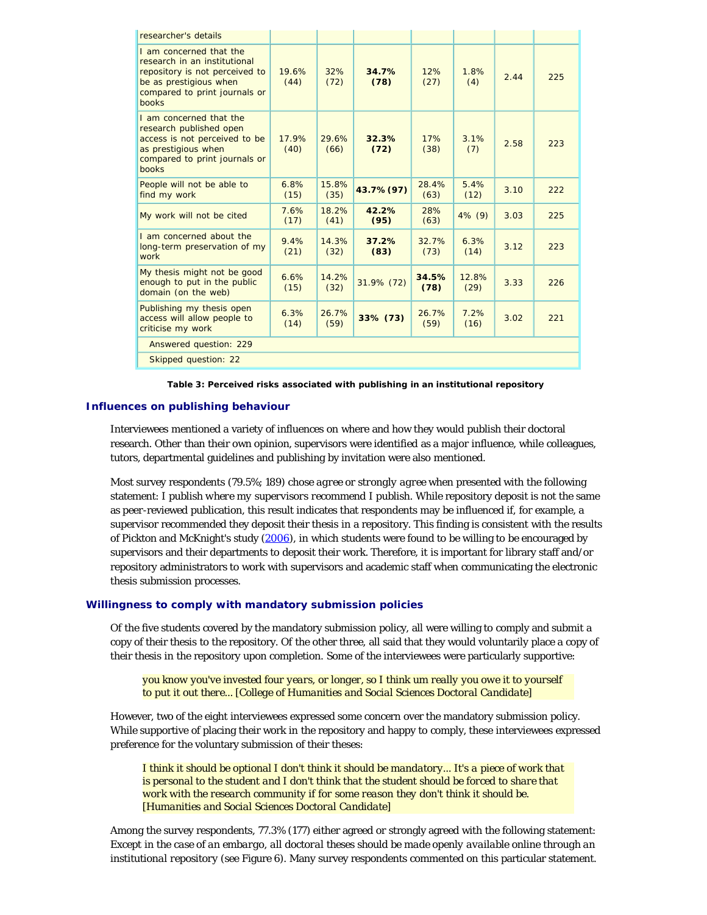| | | | | | | | |
|---|---|---|---|---|---|---|---|
| researcher's details | | | | | | | |
| I am concerned that the research in an institutional repository is not perceived to be as prestigious when compared to print journals or books | 19.6% (44) | 32% (72) | **34.7% (78)** | 12% (27) | 1.8% (4) | 2.44 | 225 |
| I am concerned that the research published open access is not perceived to be as prestigious when compared to print journals or books | 17.9% (40) | 29.6% (66) | **32.3% (72)** | 17% (38) | 3.1% (7) | 2.58 | 223 |
| People will not be able to find my work | 6.8% (15) | 15.8% (35) | **43.7% (97)** | 28.4% (63) | 5.4% (12) | 3.10 | 222 |
| My work will not be cited | 7.6% (17) | 18.2% (41) | **42.2% (95)** | 28% (63) | 4% (9) | 3.03 | 225 |
| I am concerned about the long-term preservation of my work | 9.4% (21) | 14.3% (32) | **37.2% (83)** | 32.7% (73) | 6.3% (14) | 3.12 | 223 |
| My thesis might not be good enough to put in the public domain (on the web) | 6.6% (15) | 14.2% (32) | 31.9% (72) | **34.5% (78)** | 12.8% (29) | 3.33 | 226 |
| Publishing my thesis open access will allow people to criticise my work | 6.3% (14) | 26.7% (59) | **33% (73)** | 26.7% (59) | 7.2% (16) | 3.02 | 221 |
| Answered question: 229 | | | | | | | |
| Skipped question: 22 | | | | | | | |

**Table 3: Perceived risks associated with publishing in an institutional repository**

### Influences on publishing behaviour

Interviewees mentioned a variety of influences on where and how they would publish their doctoral research. Other than their own opinion, supervisors were identified as a major influence, while colleagues, tutors, departmental guidelines and publishing by invitation were also mentioned.

Most survey respondents (79.5%; 189) chose *agree* or *strongly agree* when presented with the following statement: *I publish where my supervisors recommend I publish*. While repository deposit is not the same as peer-reviewed publication, this result indicates that respondents may be influenced if, for example, a supervisor recommended they deposit their thesis in a repository. This finding is consistent with the results of Pickton and McKnight's study (2006), in which students were found to be willing to be encouraged by supervisors and their departments to deposit their work. Therefore, it is important for library staff and/or repository administrators to work with supervisors and academic staff when communicating the electronic thesis submission processes.

### Willingness to comply with mandatory submission policies

Of the five students covered by the mandatory submission policy, all were willing to comply and submit a copy of their thesis to the repository. Of the other three, all said that they would voluntarily place a copy of their thesis in the repository upon completion. Some of the interviewees were particularly supportive:

> *you know you've invested four years, or longer, so I think um really you owe it to yourself to put it out there... [College of Humanities and Social Sciences Doctoral Candidate]*

However, two of the eight interviewees expressed some concern over the mandatory submission policy. While supportive of placing their work in the repository and happy to comply, these interviewees expressed preference for the voluntary submission of their theses:

> *I think it should be optional I don't think it should be mandatory... It's a piece of work that is personal to the student and I don't think that the student should be forced to share that work with the research community if for some reason they don't think it should be. [Humanities and Social Sciences Doctoral Candidate]*

Among the survey respondents, 77.3% (177) either agreed or strongly agreed with the following statement: *Except in the case of an embargo, all doctoral theses should be made openly available online through an institutional repository* (see Figure 6). Many survey respondents commented on this particular statement.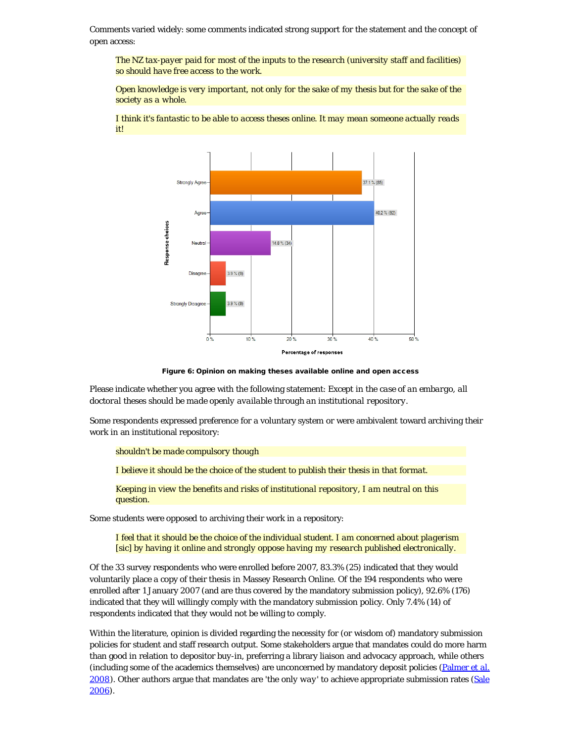Comments varied widely: some comments indicated strong support for the statement and the concept of open access:

> *The NZ tax-payer paid for most of the inputs to the research (university staff and facilities) so should have free access to the work.*

> *Open knowledge is very important, not only for the sake of my thesis but for the sake of the society as a whole.*

> *I think it's fantastic to be able to access theses online. It may mean someone actually reads it!*

**Figure 6: Opinion on making theses available online and open access**

Please indicate whether you agree with the following statement: *Except in the case of an embargo, all doctoral theses should be made openly available through an institutional repository.*

Some respondents expressed preference for a voluntary system or were ambivalent toward archiving their work in an institutional repository:

> *shouldn't be made compulsory though*

> *I believe it should be the choice of the student to publish their thesis in that format.*

> *Keeping in view the benefits and risks of institutional repository, I am neutral on this question.*

Some students were opposed to archiving their work in a repository:

> *I feel that it should be the choice of the individual student. I am concerned about plagerism [sic] by having it online and strongly oppose having my research published electronically.*

Of the 33 survey respondents who were enrolled before 2007, 83.3% (25) indicated that they would voluntarily place a copy of their thesis in Massey Research Online. Of the 194 respondents who were enrolled after 1 January 2007 (and are thus covered by the mandatory submission policy), 92.6% (176) indicated that they will willingly comply with the mandatory submission policy. Only 7.4% (14) of respondents indicated that they would not be willing to comply.

Within the literature, opinion is divided regarding the necessity for (or wisdom of) mandatory submission policies for student and staff research output. Some stakeholders argue that mandates could do more harm than good in relation to depositor buy-in, preferring a library liaison and advocacy approach, while others (including some of the academics themselves) are unconcerned by mandatory deposit policies (Palmer et al. 2008). Other authors argue that mandates are 'the only way' to achieve appropriate submission rates (Sale 2006).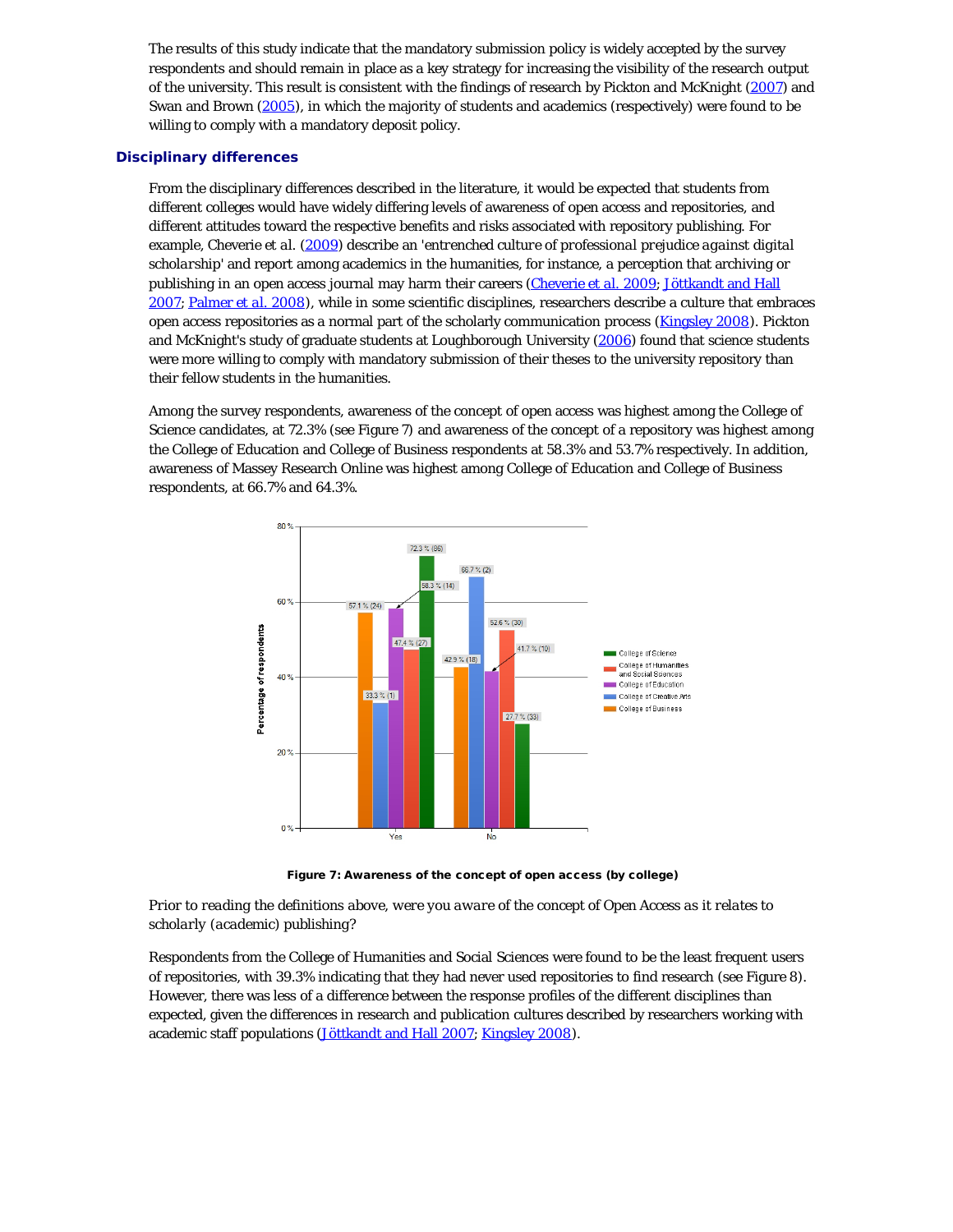The results of this study indicate that the mandatory submission policy is widely accepted by the survey respondents and should remain in place as a key strategy for increasing the visibility of the research output of the university. This result is consistent with the findings of research by Pickton and McKnight (2007) and Swan and Brown (2005), in which the majority of students and academics (respectively) were found to be willing to comply with a mandatory deposit policy.

## Disciplinary differences

From the disciplinary differences described in the literature, it would be expected that students from different colleges would have widely differing levels of awareness of open access and repositories, and different attitudes toward the respective benefits and risks associated with repository publishing. For example, Cheverie et al. (2009) describe an 'entrenched culture of professional prejudice against digital scholarship' and report among academics in the humanities, for instance, a perception that archiving or publishing in an open access journal may harm their careers (Cheverie et al. 2009; Jöttkandt and Hall 2007; Palmer et al. 2008), while in some scientific disciplines, researchers describe a culture that embraces open access repositories as a normal part of the scholarly communication process (Kingsley 2008). Pickton and McKnight's study of graduate students at Loughborough University (2006) found that science students were more willing to comply with mandatory submission of their theses to the university repository than their fellow students in the humanities.

Among the survey respondents, awareness of the concept of open access was highest among the College of Science candidates, at 72.3% (see Figure 7) and awareness of the concept of a repository was highest among the College of Education and College of Business respondents at 58.3% and 53.7% respectively. In addition, awareness of Massey Research Online was highest among College of Education and College of Business respondents, at 66.7% and 64.3%.

| | College of Business | College of Creative Arts | College of Education | College of Humanities and Social Sciences | College of Science |
|---|---|---|---|---|---|
| Yes | 57.1 % (24) | 33.3 % (1) | 58.3 % (14) | 47.4 % (27) | 72.3 % (86) |
| No | 42.9 % (18) | 66.7 % (2) | 41.7 % (10) | 52.6 % (30) | 27.7 % (33) |

**Figure 7: Awareness of the concept of open access (by college)**

Prior to reading the definitions above, were you aware of the concept of Open Access as it relates to scholarly (academic) publishing?

Respondents from the College of Humanities and Social Sciences were found to be the least frequent users of repositories, with 39.3% indicating that they had never used repositories to find research (see Figure 8). However, there was less of a difference between the response profiles of the different disciplines than expected, given the differences in research and publication cultures described by researchers working with academic staff populations (Jöttkandt and Hall 2007; Kingsley 2008).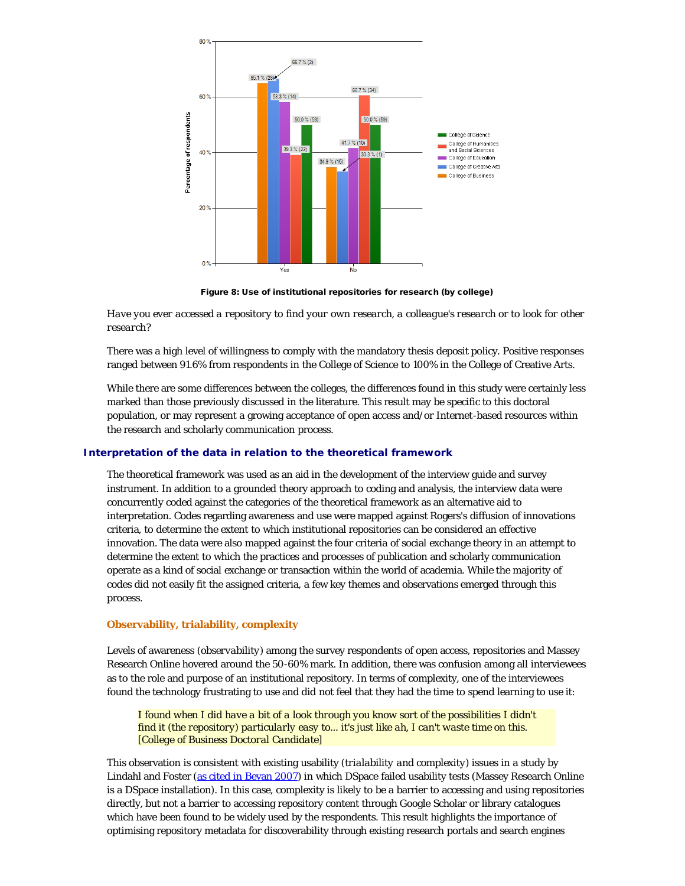**Figure 8: Use of institutional repositories for research (by college)**

*Have you ever accessed a repository to find your own research, a colleague's research or to look for other research?*

There was a high level of willingness to comply with the mandatory thesis deposit policy. Positive responses ranged between 91.6% from respondents in the College of Science to 100% in the College of Creative Arts.

While there are some differences between the colleges, the differences found in this study were certainly less marked than those previously discussed in the literature. This result may be specific to this doctoral population, or may represent a growing acceptance of open access and/or Internet-based resources within the research and scholarly communication process.

## Interpretation of the data in relation to the theoretical framework

The theoretical framework was used as an aid in the development of the interview guide and survey instrument. In addition to a grounded theory approach to coding and analysis, the interview data were concurrently coded against the categories of the theoretical framework as an alternative aid to interpretation. Codes regarding awareness and use were mapped against Rogers's diffusion of innovations criteria, to determine the extent to which institutional repositories can be considered an effective innovation. The data were also mapped against the four criteria of social exchange theory in an attempt to determine the extent to which the practices and processes of publication and scholarly communication operate as a kind of social exchange or transaction within the world of academia. While the majority of codes did not easily fit the assigned criteria, a few key themes and observations emerged through this process.

### Observability, trialability, complexity

Levels of awareness (*observability*) among the survey respondents of open access, repositories and Massey Research Online hovered around the 50-60% mark. In addition, there was confusion among all interviewees as to the role and purpose of an institutional repository. In terms of complexity, one of the interviewees found the technology frustrating to use and did not feel that they had the time to spend learning to use it:

> *I found when I did have a bit of a look through you know sort of the possibilities I didn't find it (the repository) particularly easy to... it's just like ah, I can't waste time on this. [College of Business Doctoral Candidate]*

This observation is consistent with existing usability (*trialability* and *complexity*) issues in a study by Lindahl and Foster (as cited in Bevan 2007) in which DSpace failed usability tests (Massey Research Online is a DSpace installation). In this case, complexity is likely to be a barrier to accessing and using repositories directly, but not a barrier to accessing repository content through Google Scholar or library catalogues which have been found to be widely used by the respondents. This result highlights the importance of optimising repository metadata for discoverability through existing research portals and search engines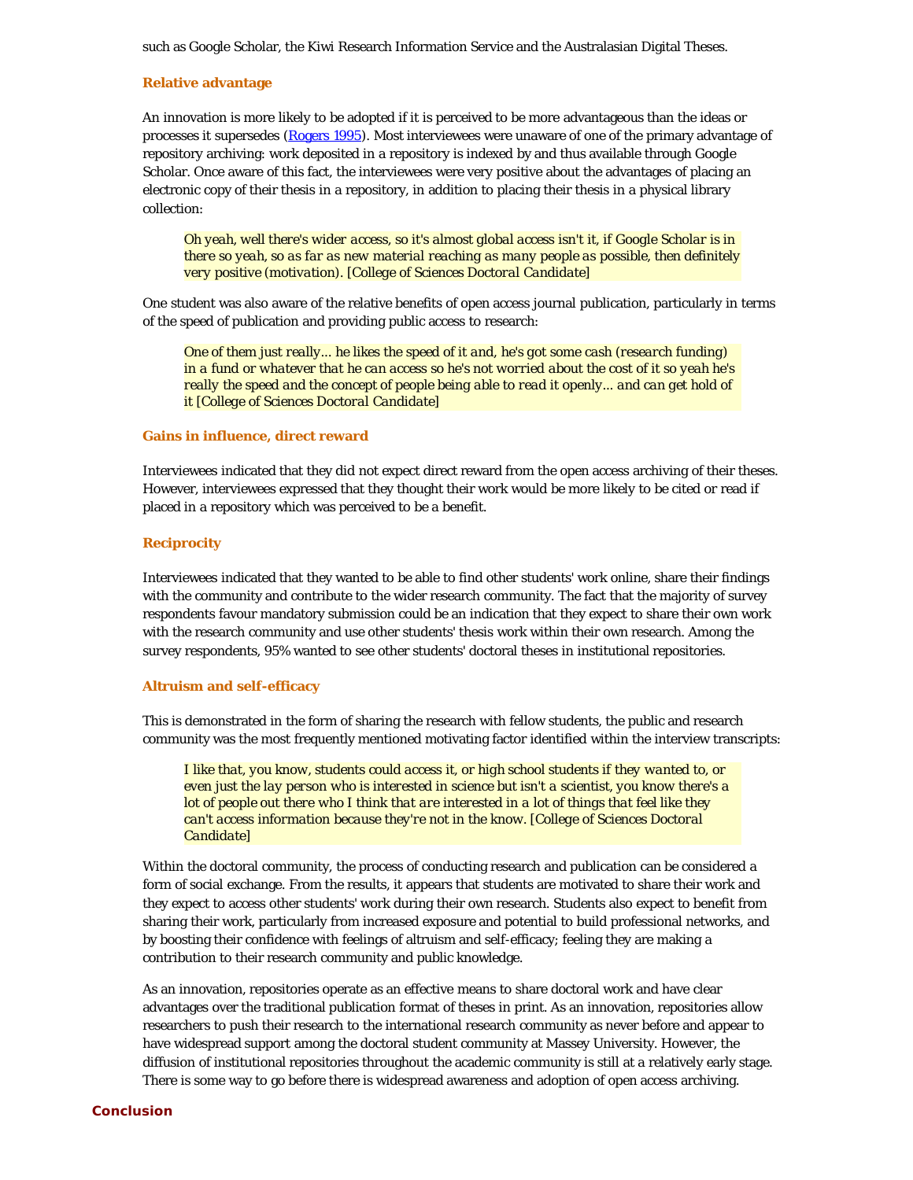such as Google Scholar, the Kiwi Research Information Service and the Australasian Digital Theses.

### Relative advantage

An innovation is more likely to be adopted if it is perceived to be more advantageous than the ideas or processes it supersedes (Rogers 1995). Most interviewees were unaware of one of the primary advantage of repository archiving: work deposited in a repository is indexed by and thus available through Google Scholar. Once aware of this fact, the interviewees were very positive about the advantages of placing an electronic copy of their thesis in a repository, in addition to placing their thesis in a physical library collection:

> *Oh yeah, well there's wider access, so it's almost global access isn't it, if Google Scholar is in there so yeah, so as far as new material reaching as many people as possible, then definitely very positive (motivation). [College of Sciences Doctoral Candidate]*

One student was also aware of the relative benefits of open access journal publication, particularly in terms of the speed of publication and providing public access to research:

> *One of them just really... he likes the speed of it and, he's got some cash (research funding) in a fund or whatever that he can access so he's not worried about the cost of it so yeah he's really the speed and the concept of people being able to read it openly... and can get hold of it [College of Sciences Doctoral Candidate]*

### Gains in influence, direct reward

Interviewees indicated that they did not expect direct reward from the open access archiving of their theses. However, interviewees expressed that they thought their work would be more likely to be cited or read if placed in a repository which was perceived to be a benefit.

### Reciprocity

Interviewees indicated that they wanted to be able to find other students' work online, share their findings with the community and contribute to the wider research community. The fact that the majority of survey respondents favour mandatory submission could be an indication that they expect to share their own work with the research community and use other students' thesis work within their own research. Among the survey respondents, 95% wanted to see other students' doctoral theses in institutional repositories.

### Altruism and self-efficacy

This is demonstrated in the form of sharing the research with fellow students, the public and research community was the most frequently mentioned motivating factor identified within the interview transcripts:

> *I like that, you know, students could access it, or high school students if they wanted to, or even just the lay person who is interested in science but isn't a scientist, you know there's a lot of people out there who I think that are interested in a lot of things that feel like they can't access information because they're not in the know. [College of Sciences Doctoral Candidate]*

Within the doctoral community, the process of conducting research and publication can be considered a form of social exchange. From the results, it appears that students are motivated to share their work and they expect to access other students' work during their own research. Students also expect to benefit from sharing their work, particularly from increased exposure and potential to build professional networks, and by boosting their confidence with feelings of altruism and self-efficacy; feeling they are making a contribution to their research community and public knowledge.

As an innovation, repositories operate as an effective means to share doctoral work and have clear advantages over the traditional publication format of theses in print. As an innovation, repositories allow researchers to push their research to the international research community as never before and appear to have widespread support among the doctoral student community at Massey University. However, the diffusion of institutional repositories throughout the academic community is still at a relatively early stage. There is some way to go before there is widespread awareness and adoption of open access archiving.

## Conclusion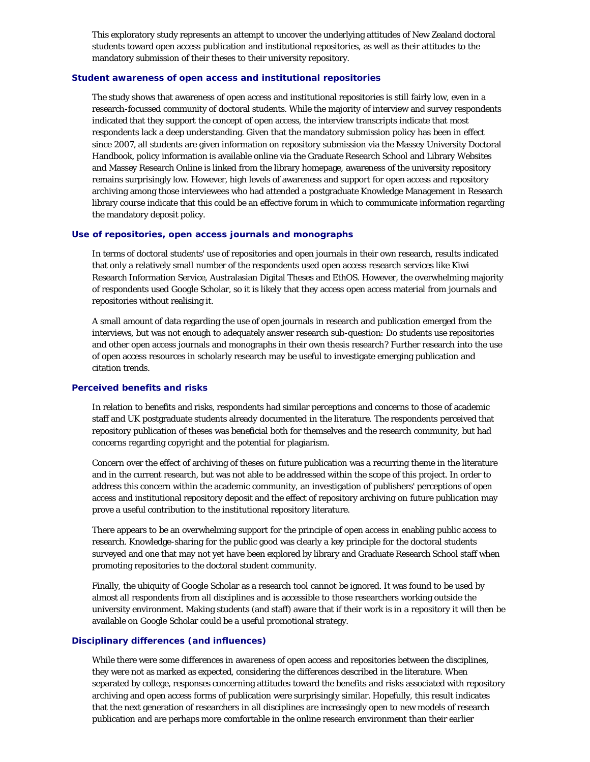This exploratory study represents an attempt to uncover the underlying attitudes of New Zealand doctoral students toward open access publication and institutional repositories, as well as their attitudes to the mandatory submission of their theses to their university repository.

### Student awareness of open access and institutional repositories

The study shows that awareness of open access and institutional repositories is still fairly low, even in a research-focussed community of doctoral students. While the majority of interview and survey respondents indicated that they support the concept of open access, the interview transcripts indicate that most respondents lack a deep understanding. Given that the mandatory submission policy has been in effect since 2007, all students are given information on repository submission via the Massey University Doctoral Handbook, policy information is available online via the Graduate Research School and Library Websites and Massey Research Online is linked from the library homepage, awareness of the university repository remains surprisingly low. However, high levels of awareness and support for open access and repository archiving among those interviewees who had attended a postgraduate Knowledge Management in Research library course indicate that this could be an effective forum in which to communicate information regarding the mandatory deposit policy.

### Use of repositories, open access journals and monographs

In terms of doctoral students' use of repositories and open journals in their own research, results indicated that only a relatively small number of the respondents used open access research services like Kiwi Research Information Service, Australasian Digital Theses and EthOS. However, the overwhelming majority of respondents used Google Scholar, so it is likely that they access open access material from journals and repositories without realising it.

A small amount of data regarding the use of open journals in research and publication emerged from the interviews, but was not enough to adequately answer research sub-question: Do students use repositories and other open access journals and monographs in their own thesis research? Further research into the use of open access resources in scholarly research may be useful to investigate emerging publication and citation trends.

### Perceived benefits and risks

In relation to benefits and risks, respondents had similar perceptions and concerns to those of academic staff and UK postgraduate students already documented in the literature. The respondents perceived that repository publication of theses was beneficial both for themselves and the research community, but had concerns regarding copyright and the potential for plagiarism.

Concern over the effect of archiving of theses on future publication was a recurring theme in the literature and in the current research, but was not able to be addressed within the scope of this project. In order to address this concern within the academic community, an investigation of publishers' perceptions of open access and institutional repository deposit and the effect of repository archiving on future publication may prove a useful contribution to the institutional repository literature.

There appears to be an overwhelming support for the principle of open access in enabling public access to research. Knowledge-sharing for the public good was clearly a key principle for the doctoral students surveyed and one that may not yet have been explored by library and Graduate Research School staff when promoting repositories to the doctoral student community.

Finally, the ubiquity of Google Scholar as a research tool cannot be ignored. It was found to be used by almost all respondents from all disciplines and is accessible to those researchers working outside the university environment. Making students (and staff) aware that if their work is in a repository it will then be available on Google Scholar could be a useful promotional strategy.

### Disciplinary differences (and influences)

While there were some differences in awareness of open access and repositories between the disciplines, they were not as marked as expected, considering the differences described in the literature. When separated by college, responses concerning attitudes toward the benefits and risks associated with repository archiving and open access forms of publication were surprisingly similar. Hopefully, this result indicates that the next generation of researchers in all disciplines are increasingly open to new models of research publication and are perhaps more comfortable in the online research environment than their earlier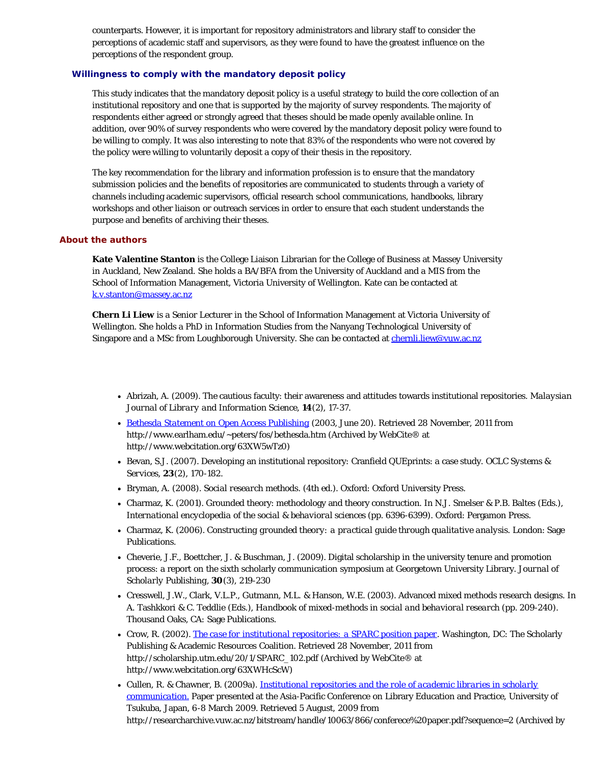counterparts. However, it is important for repository administrators and library staff to consider the perceptions of academic staff and supervisors, as they were found to have the greatest influence on the perceptions of the respondent group.

### Willingness to comply with the mandatory deposit policy

This study indicates that the mandatory deposit policy is a useful strategy to build the core collection of an institutional repository and one that is supported by the majority of survey respondents. The majority of respondents either agreed or strongly agreed that theses should be made openly available online. In addition, over 90% of survey respondents who were covered by the mandatory deposit policy were found to be willing to comply. It was also interesting to note that 83% of the respondents who were not covered by the policy were willing to voluntarily deposit a copy of their thesis in the repository.

The key recommendation for the library and information profession is to ensure that the mandatory submission policies and the benefits of repositories are communicated to students through a variety of channels including academic supervisors, official research school communications, handbooks, library workshops and other liaison or outreach services in order to ensure that each student understands the purpose and benefits of archiving their theses.

## About the authors

**Kate Valentine Stanton** is the College Liaison Librarian for the College of Business at Massey University in Auckland, New Zealand. She holds a BA/BFA from the University of Auckland and a MIS from the School of Information Management, Victoria University of Wellington. Kate can be contacted at k.v.stanton@massey.ac.nz

**Chern Li Liew** is a Senior Lecturer in the School of Information Management at Victoria University of Wellington. She holds a PhD in Information Studies from the Nanyang Technological University of Singapore and a MSc from Loughborough University. She can be contacted at chernli.liew@vuw.ac.nz

- Abrizah, A. (2009). The cautious faculty: their awareness and attitudes towards institutional repositories. *Malaysian Journal of Library and Information Science*, **14**(2), 17-37.
- Bethesda Statement on Open Access Publishing (2003, June 20). Retrieved 28 November, 2011 from http://www.earlham.edu/~peters/fos/bethesda.htm (Archived by WebCite® at http://www.webcitation.org/63XW5wTz0)
- Bevan, S.J. (2007). Developing an institutional repository: Cranfield QUEprints: a case study. OCLC Systems & Services, **23**(2), 170-182.
- Bryman, A. (2008). *Social research methods*. (4th ed.). Oxford: Oxford University Press.
- Charmaz, K. (2001). Grounded theory: methodology and theory construction. In N.J. Smelser & P.B. Baltes (Eds.), *International encyclopedia of the social & behavioral sciences* (pp. 6396-6399). Oxford: Pergamon Press.
- Charmaz, K. (2006). *Constructing grounded theory: a practical guide through qualitative analysis*. London: Sage Publications.
- Cheverie, J.F., Boettcher, J. & Buschman, J. (2009). Digital scholarship in the university tenure and promotion process: a report on the sixth scholarly communication symposium at Georgetown University Library. *Journal of Scholarly Publishing*, **30**(3), 219-230
- Cresswell, J.W., Clark, V.L.P., Gutmann, M.L. & Hanson, W.E. (2003). Advanced mixed methods research designs. In A. Tashkkori & C. Teddlie (Eds.), *Handbook of mixed-methods in social and behavioral research* (pp. 209-240). Thousand Oaks, CA: Sage Publications.
- Crow, R. (2002). *The case for institutional repositories: a SPARC position paper*. Washington, DC: The Scholarly Publishing & Academic Resources Coalition. Retrieved 28 November, 2011 from http://scholarship.utm.edu/20/1/SPARC_102.pdf (Archived by WebCite® at http://www.webcitation.org/63XWHcScW)
- Cullen, R. & Chawner, B. (2009a). *Institutional repositories and the role of academic libraries in scholarly communication.* Paper presented at the Asia-Pacific Conference on Library Education and Practice, University of Tsukuba, Japan, 6-8 March 2009. Retrieved 5 August, 2009 from http://researcharchive.vuw.ac.nz/bitstream/handle/10063/866/conferece%20paper.pdf?sequence=2 (Archived by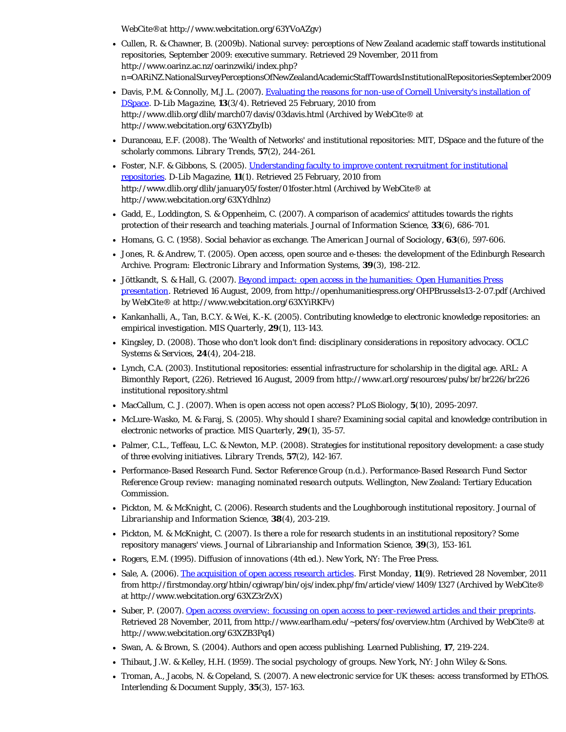WebCite® at http://www.webcitation.org/63YVoAZgv)

- Cullen, R. & Chawner, B. (2009b). National survey: perceptions of New Zealand academic staff towards institutional repositories, September 2009: executive summary. Retrieved 29 November, 2011 from http://www.oarinz.ac.nz/oarinzwiki/index.php?n=OARiNZ.NationalSurveyPerceptionsOfNewZealandAcademicStaffTowardsInstitutionalRepositoriesSeptember2009
- Davis, P.M. & Connolly, M.J.L. (2007). Evaluating the reasons for non-use of Cornell University's installation of DSpace. *D-Lib Magazine*, **13**(3/4). Retrieved 25 February, 2010 from http://www.dlib.org/dlib/march07/davis/03davis.html (Archived by WebCite® at http://www.webcitation.org/63XYZbyIb)
- Duranceau, E.F. (2008). The 'Wealth of Networks' and institutional repositories: MIT, DSpace and the future of the scholarly commons. *Library Trends*, **57**(2), 244-261.
- Foster, N.F. & Gibbons, S. (2005). Understanding faculty to improve content recruitment for institutional repositories. *D-Lib Magazine*, **11**(1). Retrieved 25 February, 2010 from http://www.dlib.org/dlib/january05/foster/01foster.html (Archived by WebCite® at http://www.webcitation.org/63XYdhlnz)
- Gadd, E., Loddington, S. & Oppenheim, C. (2007). A comparison of academics' attitudes towards the rights protection of their research and teaching materials. *Journal of Information Science*, **33**(6), 686-701.
- Homans, G. C. (1958). Social behavior as exchange. *The American Journal of Sociology*, **63**(6), 597-606.
- Jones, R. & Andrew, T. (2005). Open access, open source and e-theses: the development of the Edinburgh Research Archive. *Program: Electronic Library and Information Systems*, **39**(3), 198-212.
- Jöttkandt, S. & Hall, G. (2007). Beyond impact: open access in the humanities: Open Humanities Press presentation. Retrieved 16 August, 2009, from http://openhumanitiespress.org/OHPBrussels13-2-07.pdf (Archived by WebCite® at http://www.webcitation.org/63XYiRKFv)
- Kankanhalli, A., Tan, B.C.Y. & Wei, K.-K. (2005). Contributing knowledge to electronic knowledge repositories: an empirical investigation. *MIS Quarterly*, **29**(1), 113-143.
- Kingsley, D. (2008). Those who don't look don't find: disciplinary considerations in repository advocacy. OCLC Systems & Services, **24**(4), 204-218.
- Lynch, C.A. (2003). Institutional repositories: essential infrastructure for scholarship in the digital age. ARL: A Bimonthly Report, (226). Retrieved 16 August, 2009 from http://www.arl.org/resources/pubs/br/br226/br226 institutional repository.shtml
- MacCallum, C. J. (2007). When is open access not open access? *PLoS Biology*, **5**(10), 2095-2097.
- McLure-Wasko, M. & Faraj, S. (2005). Why should I share? Examining social capital and knowledge contribution in electronic networks of practice. *MIS Quarterly*, **29**(1), 35-57.
- Palmer, C.L., Teffeau, L.C. & Newton, M.P. (2008). Strategies for institutional repository development: a case study of three evolving initiatives. *Library Trends*, **57**(2), 142-167.
- Performance-Based Research Fund. Sector Reference Group (n.d.). *Performance-Based Research Fund Sector Reference Group review: managing nominated research outputs*. Wellington, New Zealand: Tertiary Education Commission.
- Pickton, M. & McKnight, C. (2006). Research students and the Loughborough institutional repository. *Journal of Librarianship and Information Science*, **38**(4), 203-219.
- Pickton, M. & McKnight, C. (2007). Is there a role for research students in an institutional repository? Some repository managers' views. *Journal of Librarianship and Information Science*, **39**(3), 153-161.
- Rogers, E.M. (1995). *Diffusion of innovations* (4th ed.). New York, NY: The Free Press.
- Sale, A. (2006). The acquisition of open access research articles. *First Monday*, **11**(9). Retrieved 28 November, 2011 from http://firstmonday.org/htbin/cgiwrap/bin/ojs/index.php/fm/article/view/1409/1327 (Archived by WebCite® at http://www.webcitation.org/63XZ3rZvX)
- Suber, P. (2007). *Open access overview: focussing on open access to peer-reviewed articles and their preprints*. Retrieved 28 November, 2011, from http://www.earlham.edu/~peters/fos/overview.htm (Archived by WebCite® at http://www.webcitation.org/63XZB3Pq4)
- Swan, A. & Brown, S. (2004). Authors and open access publishing. *Learned Publishing*, **17**, 219-224.
- Thibaut, J.W. & Kelley, H.H. (1959). *The social psychology of groups*. New York, NY: John Wiley & Sons.
- Troman, A., Jacobs, N. & Copeland, S. (2007). A new electronic service for UK theses: access transformed by EThOS. *Interlending & Document Supply*, **35**(3), 157-163.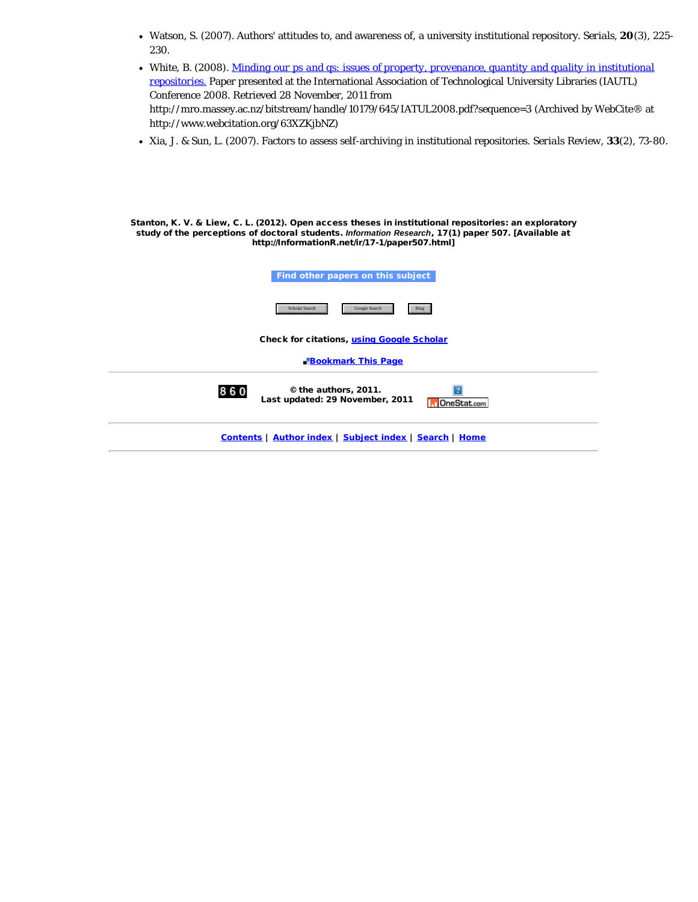- Watson, S. (2007). Authors' attitudes to, and awareness of, a university institutional repository. Serials, **20**(3), 225-230.
- White, B. (2008). [Minding our ps and qs: issues of property, provenance, quantity and quality in institutional repositories.](http://mro.massey.ac.nz/bitstream/handle/10179/645/IATUL2008.pdf?sequence=3) Paper presented at the International Association of Technological University Libraries (IAUTL) Conference 2008. Retrieved 28 November, 2011 from http://mro.massey.ac.nz/bitstream/handle/10179/645/IATUL2008.pdf?sequence=3 (Archived by WebCite® at http://www.webcitation.org/63XZKjbNZ)
- Xia, J. & Sun, L. (2007). Factors to assess self-archiving in institutional repositories. Serials Review, **33**(2), 73-80.

**Stanton, K. V. & Liew, C. L. (2012). Open access theses in institutional repositories: an exploratory study of the perceptions of doctoral students.** ***Information Research*****, 17(1) paper 507. [Available at http://InformationR.net/ir/17-1/paper507.html]**

**Find other papers on this subject**

Scholar Search | Google Search | Bing

**Check for citations, using Google Scholar**

**Bookmark This Page**

**© the authors, 2011.**
**Last updated: 29 November, 2011**

Contents | Author index | Subject index | Search | Home